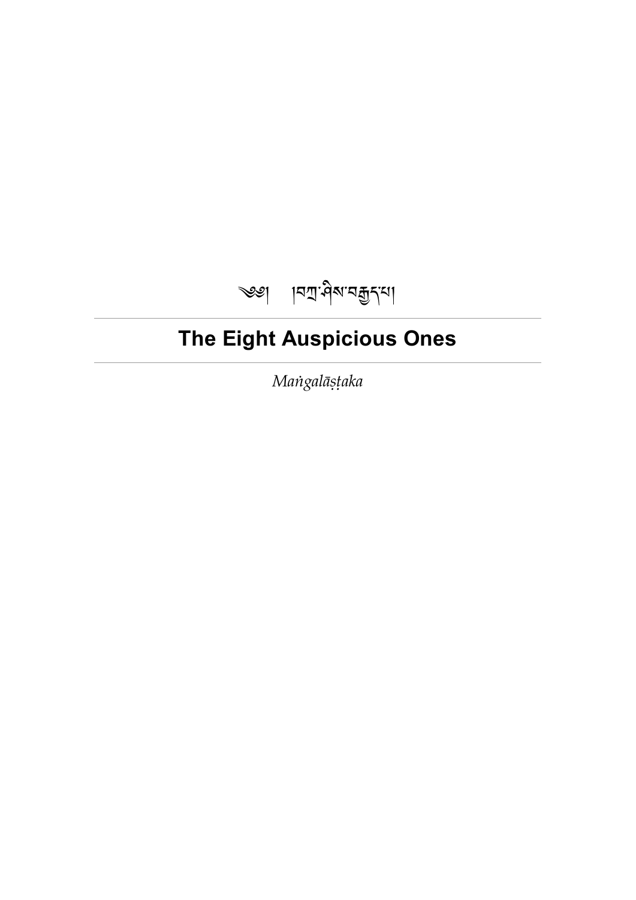༄། །བཀྲ་ཤིས་བརྒྱད་པ།

# The Eight Auspicious Ones

*Maṅgalāṣṭaka*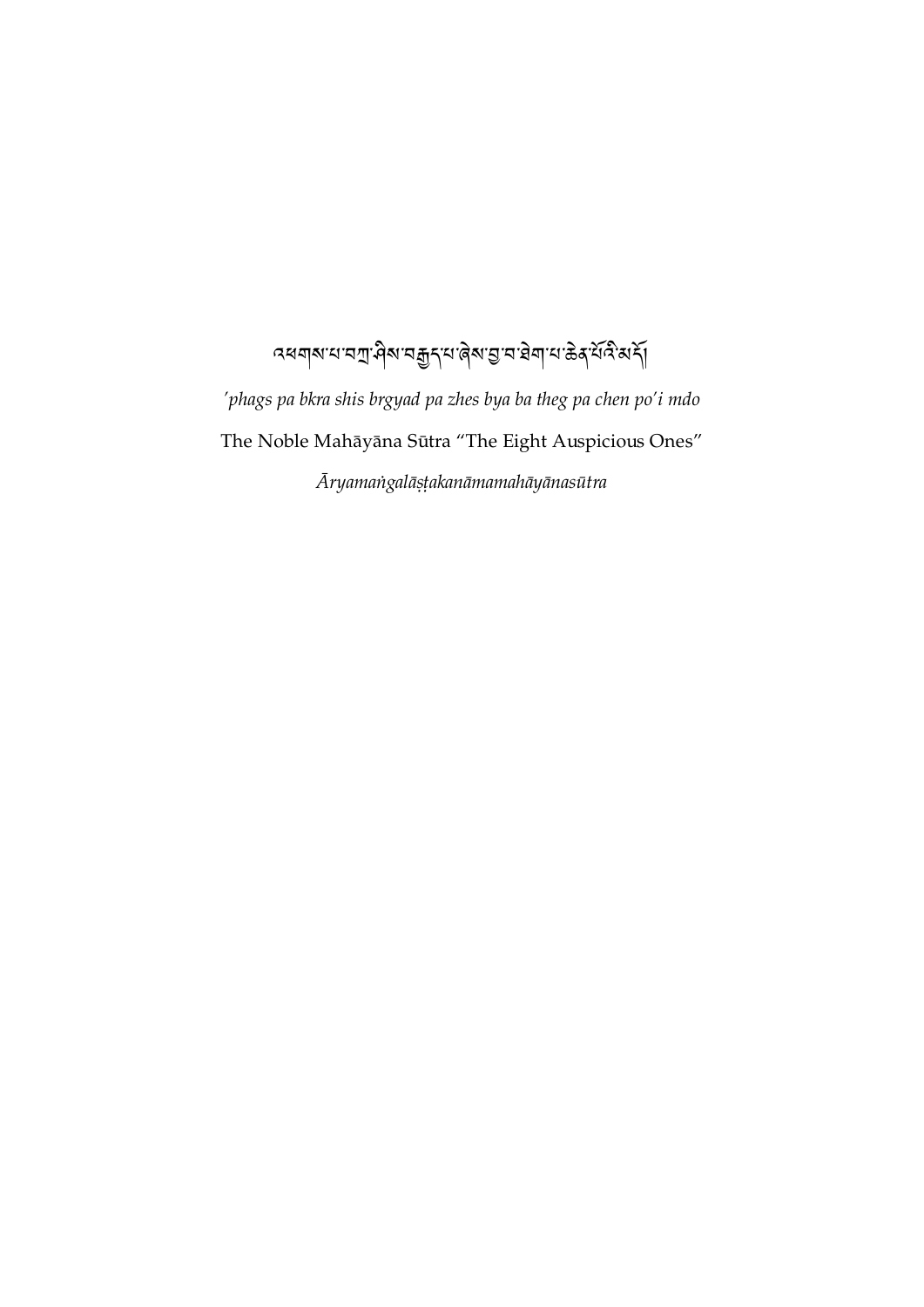འཕགས་པ་བཀྲ་ཤིས་བརྒྱད་པ་ཞེས་བྱ་བ་ཐེག་པ་ཆེན་པོའི་མདོ།

*'phags pa bkra shis brgyad pa zhes bya ba theg pa chen po'i mdo*

The Noble Mahāyāna Sūtra "The Eight Auspicious Ones"

*Āryamaṅgalāṣṭakanāmamahāyānasūtra*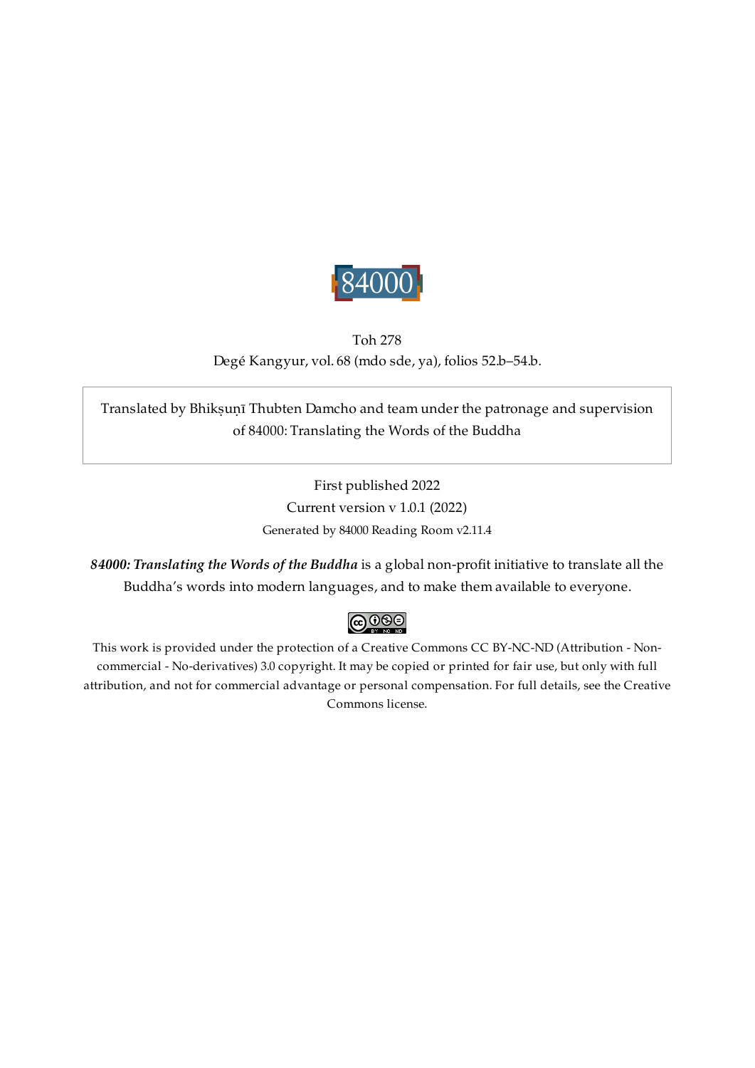84000

Toh 278

Degé Kangyur, vol. 68 (mdo sde, ya), folios 52.b–54.b.

Translated by Bhikṣuṇī Thubten Damcho and team under the patronage and supervision of 84000: Translating the Words of the Buddha

First published 2022

Current version v 1.0.1 (2022)

Generated by 84000 Reading Room v2.11.4

***84000: Translating the Words of the Buddha*** is a global non-profit initiative to translate all the Buddha's words into modern languages, and to make them available to everyone.

This work is provided under the protection of a Creative Commons CC BY-NC-ND (Attribution - Non-commercial - No-derivatives) 3.0 copyright. It may be copied or printed for fair use, but only with full attribution, and not for commercial advantage or personal compensation. For full details, see the Creative Commons license.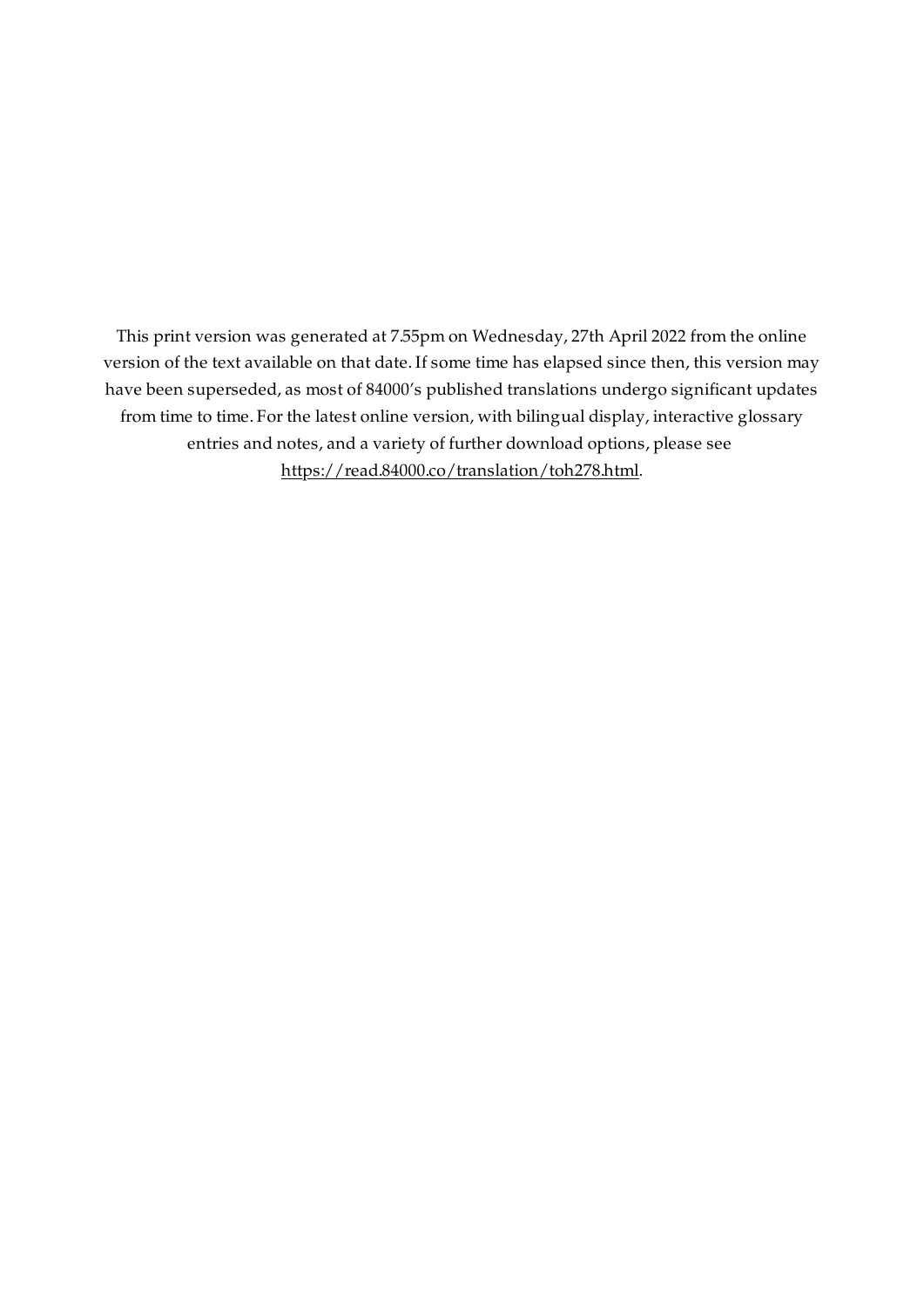This print version was generated at 7.55pm on Wednesday, 27th April 2022 from the online version of the text available on that date. If some time has elapsed since then, this version may have been superseded, as most of 84000's published translations undergo significant updates from time to time. For the latest online version, with bilingual display, interactive glossary entries and notes, and a variety of further download options, please see https://read.84000.co/translation/toh278.html.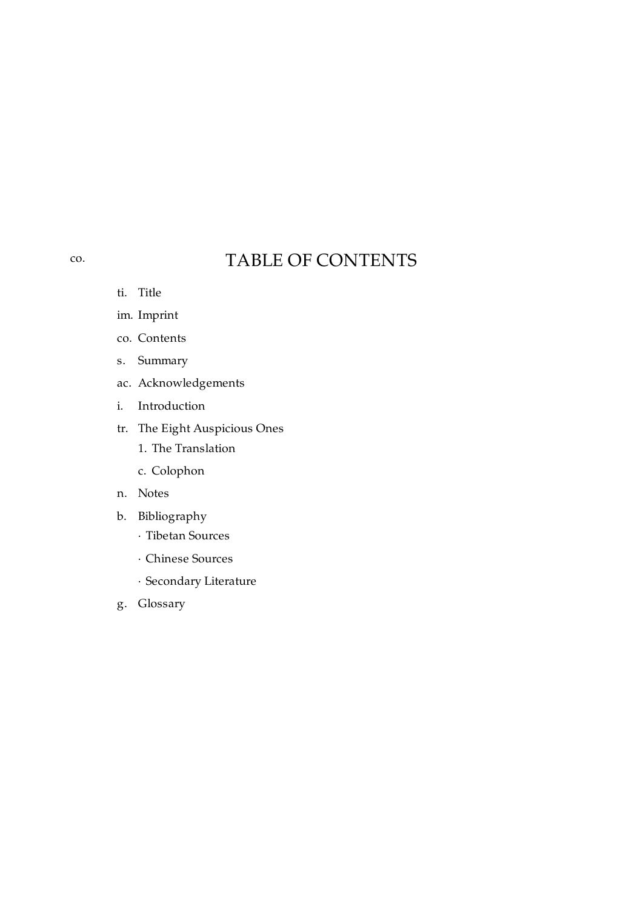co.

# TABLE OF CONTENTS

- ti. Title
- im. Imprint
- co. Contents
- s. Summary
- ac. Acknowledgements
- i. Introduction
- tr. The Eight Auspicious Ones
    - 1. The Translation
    - c. Colophon
- n. Notes
- b. Bibliography
    - · Tibetan Sources
    - · Chinese Sources
    - · Secondary Literature
- g. Glossary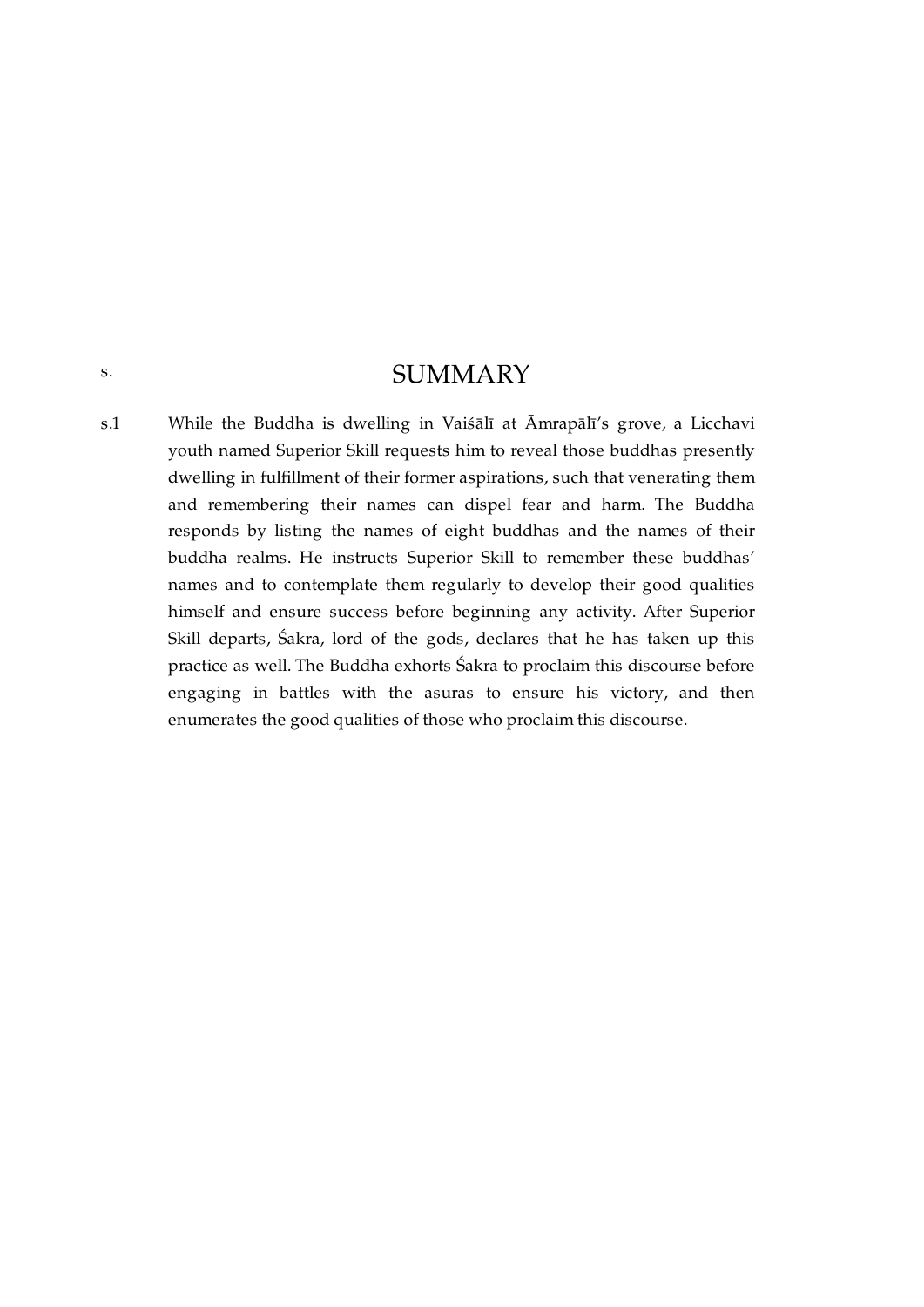s.

# SUMMARY

s.1 While the Buddha is dwelling in Vaiśālī at Āmrapālī's grove, a Licchavi youth named Superior Skill requests him to reveal those buddhas presently dwelling in fulfillment of their former aspirations, such that venerating them and remembering their names can dispel fear and harm. The Buddha responds by listing the names of eight buddhas and the names of their buddha realms. He instructs Superior Skill to remember these buddhas' names and to contemplate them regularly to develop their good qualities himself and ensure success before beginning any activity. After Superior Skill departs, Śakra, lord of the gods, declares that he has taken up this practice as well. The Buddha exhorts Śakra to proclaim this discourse before engaging in battles with the asuras to ensure his victory, and then enumerates the good qualities of those who proclaim this discourse.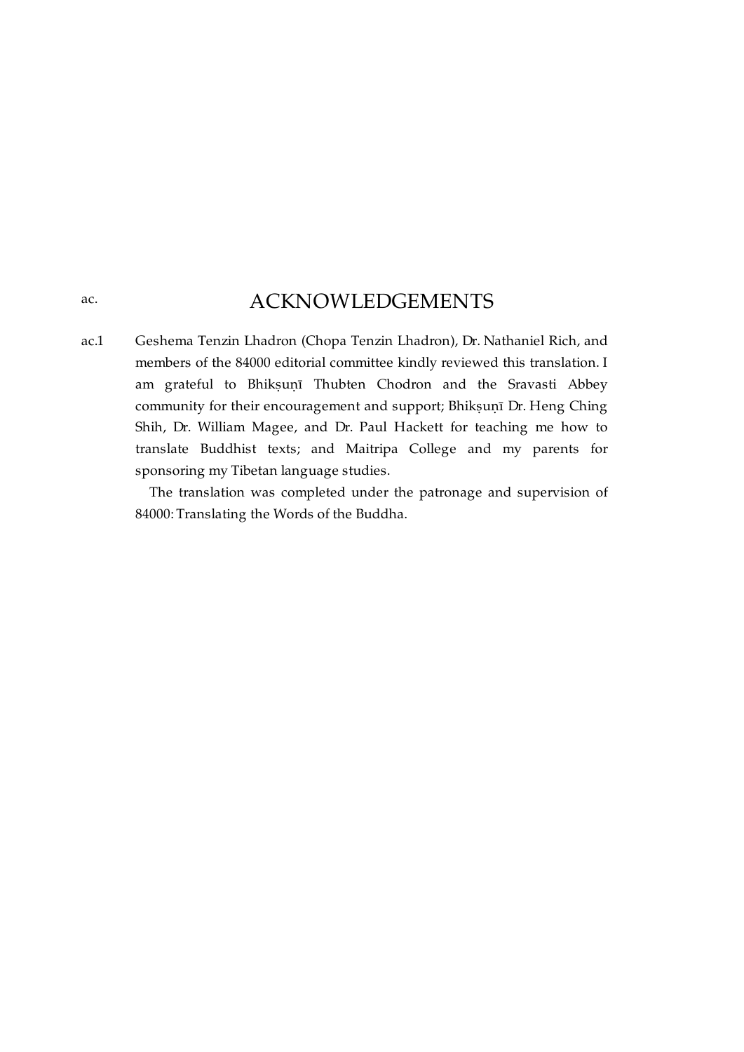# ac. ACKNOWLEDGEMENTS

ac.1 Geshema Tenzin Lhadron (Chopa Tenzin Lhadron), Dr. Nathaniel Rich, and members of the 84000 editorial committee kindly reviewed this translation. I am grateful to Bhikṣuṇī Thubten Chodron and the Sravasti Abbey community for their encouragement and support; Bhikṣuṇī Dr. Heng Ching Shih, Dr. William Magee, and Dr. Paul Hackett for teaching me how to translate Buddhist texts; and Maitripa College and my parents for sponsoring my Tibetan language studies.

The translation was completed under the patronage and supervision of 84000: Translating the Words of the Buddha.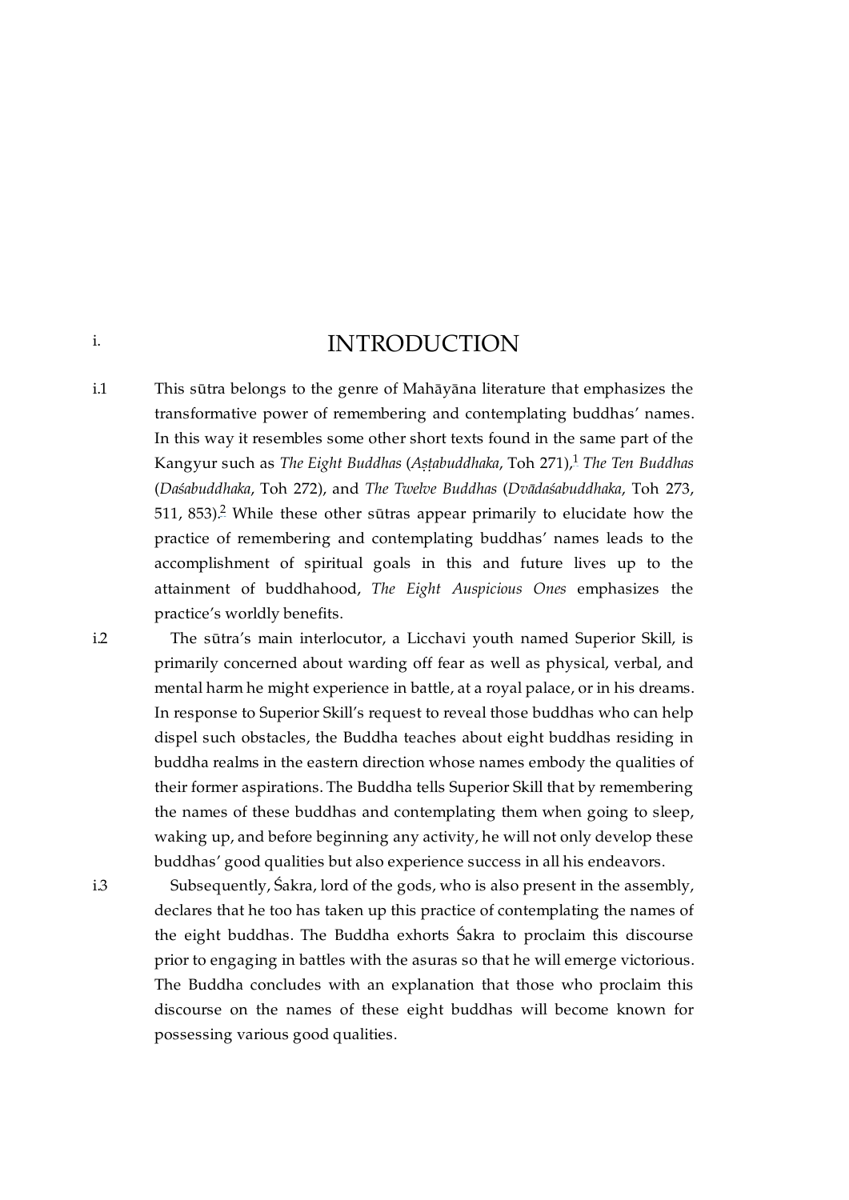# i. INTRODUCTION

i.1 This sūtra belongs to the genre of Mahāyāna literature that emphasizes the transformative power of remembering and contemplating buddhas' names. In this way it resembles some other short texts found in the same part of the Kangyur such as *The Eight Buddhas* (*Aṣṭabuddhaka*, Toh 271),[1] *The Ten Buddhas* (*Daśabuddhaka*, Toh 272), and *The Twelve Buddhas* (*Dvādaśabuddhaka*, Toh 273, 511, 853).[2] While these other sūtras appear primarily to elucidate how the practice of remembering and contemplating buddhas' names leads to the accomplishment of spiritual goals in this and future lives up to the attainment of buddhahood, *The Eight Auspicious Ones* emphasizes the practice's worldly benefits.

i.2 The sūtra's main interlocutor, a Licchavi youth named Superior Skill, is primarily concerned about warding off fear as well as physical, verbal, and mental harm he might experience in battle, at a royal palace, or in his dreams. In response to Superior Skill's request to reveal those buddhas who can help dispel such obstacles, the Buddha teaches about eight buddhas residing in buddha realms in the eastern direction whose names embody the qualities of their former aspirations. The Buddha tells Superior Skill that by remembering the names of these buddhas and contemplating them when going to sleep, waking up, and before beginning any activity, he will not only develop these buddhas' good qualities but also experience success in all his endeavors.

i.3 Subsequently, Śakra, lord of the gods, who is also present in the assembly, declares that he too has taken up this practice of contemplating the names of the eight buddhas. The Buddha exhorts Śakra to proclaim this discourse prior to engaging in battles with the asuras so that he will emerge victorious. The Buddha concludes with an explanation that those who proclaim this discourse on the names of these eight buddhas will become known for possessing various good qualities.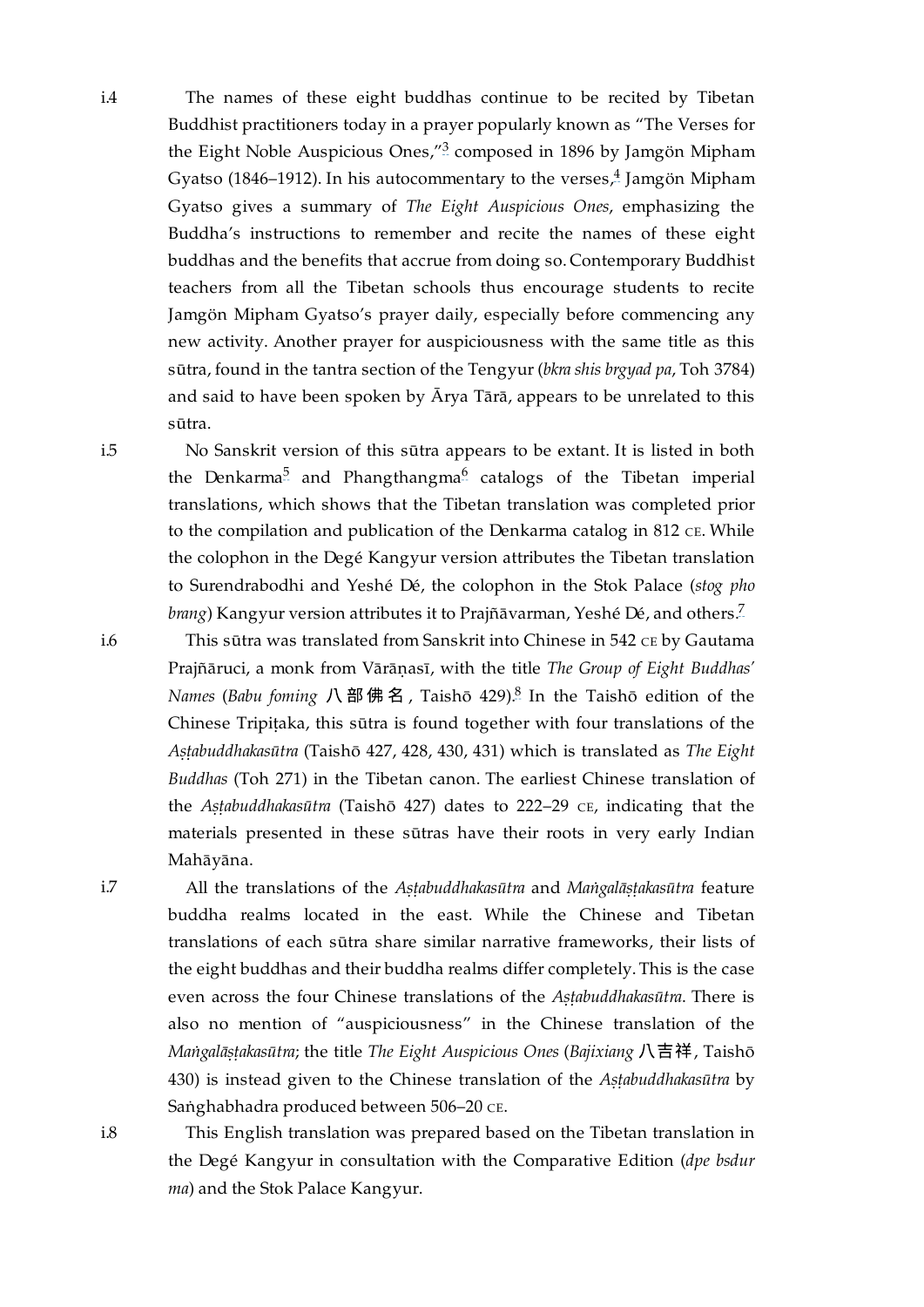i.4 The names of these eight buddhas continue to be recited by Tibetan Buddhist practitioners today in a prayer popularly known as “The Verses for the Eight Noble Auspicious Ones,”[3] composed in 1896 by Jamgön Mipham Gyatso (1846–1912). In his autocommentary to the verses,[4] Jamgön Mipham Gyatso gives a summary of *The Eight Auspicious Ones*, emphasizing the Buddha’s instructions to remember and recite the names of these eight buddhas and the benefits that accrue from doing so. Contemporary Buddhist teachers from all the Tibetan schools thus encourage students to recite Jamgön Mipham Gyatso’s prayer daily, especially before commencing any new activity. Another prayer for auspiciousness with the same title as this sūtra, found in the tantra section of the Tengyur (*bkra shis brgyad pa*, Toh 3784) and said to have been spoken by Ārya Tārā, appears to be unrelated to this sūtra.

i.5 No Sanskrit version of this sūtra appears to be extant. It is listed in both the Denkarma[5] and Phangthangma[6] catalogs of the Tibetan imperial translations, which shows that the Tibetan translation was completed prior to the compilation and publication of the Denkarma catalog in 812 CE. While the colophon in the Degé Kangyur version attributes the Tibetan translation to Surendrabodhi and Yeshé Dé, the colophon in the Stok Palace (*stog pho brang*) Kangyur version attributes it to Prajñāvarman, Yeshé Dé, and others.[7]

i.6 This sūtra was translated from Sanskrit into Chinese in 542 CE by Gautama Prajñāruci, a monk from Vārāṇasī, with the title *The Group of Eight Buddhas’ Names* (*Babu foming* 八部佛名, Taishō 429).[8] In the Taishō edition of the Chinese Tripiṭaka, this sūtra is found together with four translations of the *Aṣṭabuddhakasūtra* (Taishō 427, 428, 430, 431) which is translated as *The Eight Buddhas* (Toh 271) in the Tibetan canon. The earliest Chinese translation of the *Aṣṭabuddhakasūtra* (Taishō 427) dates to 222–29 CE, indicating that the materials presented in these sūtras have their roots in very early Indian Mahāyāna.

i.7 All the translations of the *Aṣṭabuddhakasūtra* and *Maṅgalāṣṭakasūtra* feature buddha realms located in the east. While the Chinese and Tibetan translations of each sūtra share similar narrative frameworks, their lists of the eight buddhas and their buddha realms differ completely. This is the case even across the four Chinese translations of the *Aṣṭabuddhakasūtra*. There is also no mention of “auspiciousness” in the Chinese translation of the *Maṅgalāṣṭakasūtra*; the title *The Eight Auspicious Ones* (*Bajixiang* 八吉祥, Taishō 430) is instead given to the Chinese translation of the *Aṣṭabuddhakasūtra* by Saṅghabhadra produced between 506–20 CE.

i.8 This English translation was prepared based on the Tibetan translation in the Degé Kangyur in consultation with the Comparative Edition (*dpe bsdur ma*) and the Stok Palace Kangyur.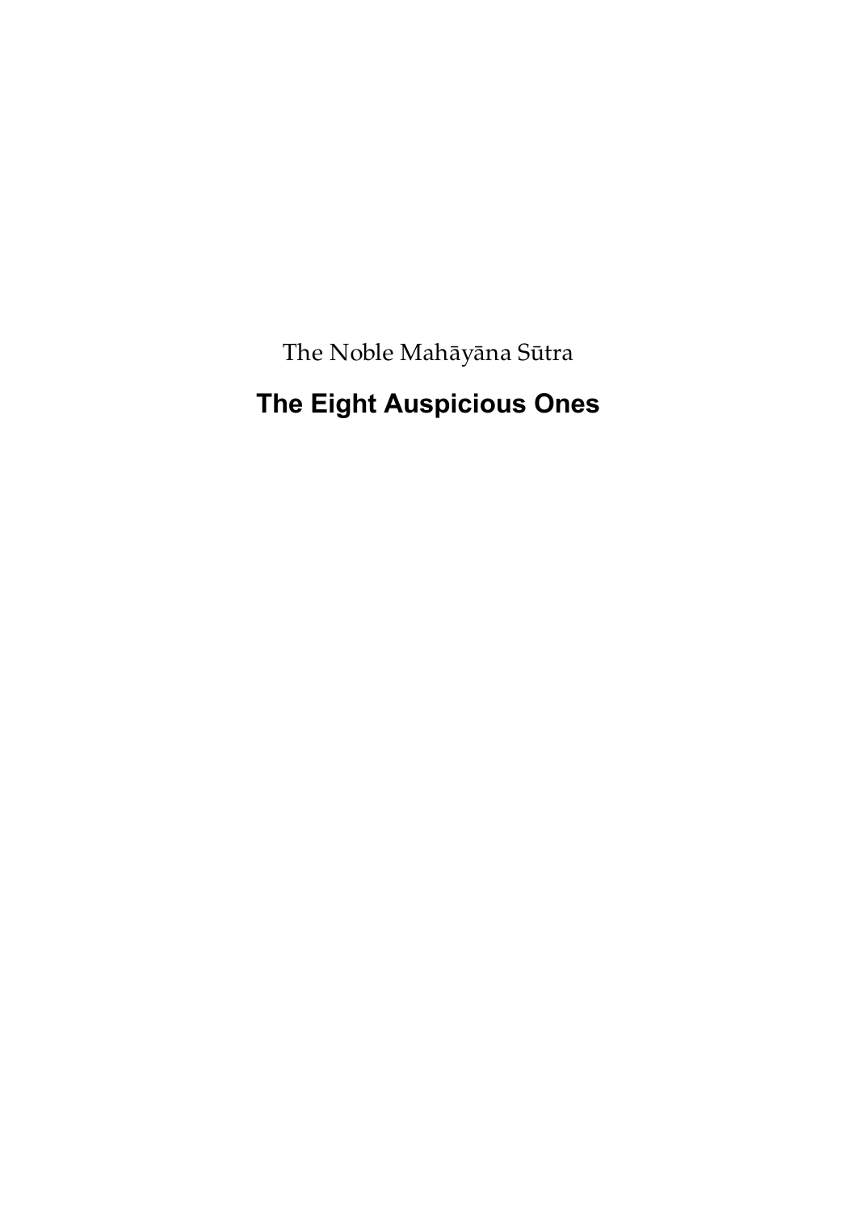The Noble Mahāyāna Sūtra

# The Eight Auspicious Ones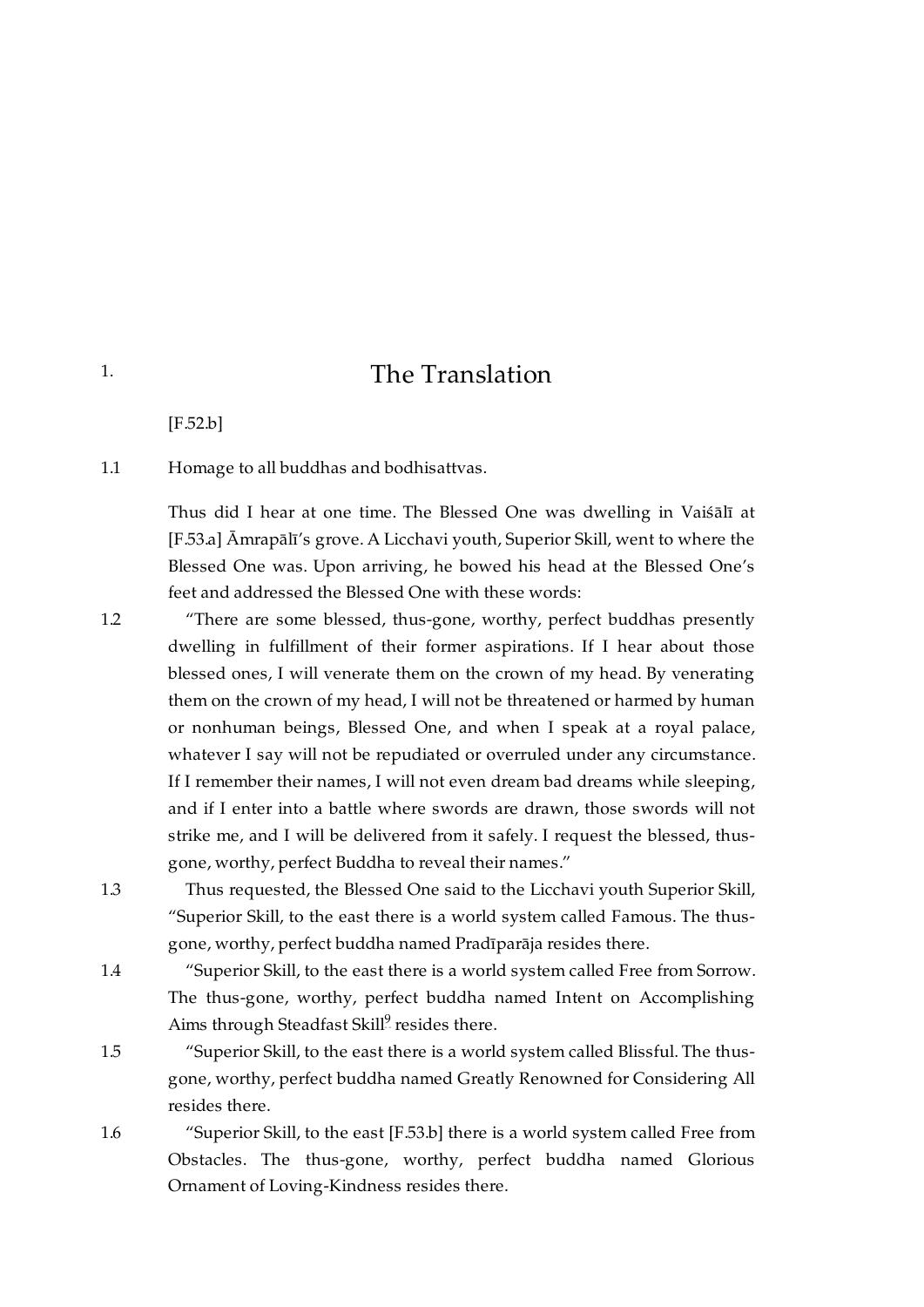# 1. The Translation

[F.52.b]

1.1 Homage to all buddhas and bodhisattvas.

Thus did I hear at one time. The Blessed One was dwelling in Vaiśālī at [F.53.a] Āmrapālī's grove. A Licchavi youth, Superior Skill, went to where the Blessed One was. Upon arriving, he bowed his head at the Blessed One's feet and addressed the Blessed One with these words:

1.2 "There are some blessed, thus-gone, worthy, perfect buddhas presently dwelling in fulfillment of their former aspirations. If I hear about those blessed ones, I will venerate them on the crown of my head. By venerating them on the crown of my head, I will not be threatened or harmed by human or nonhuman beings, Blessed One, and when I speak at a royal palace, whatever I say will not be repudiated or overruled under any circumstance. If I remember their names, I will not even dream bad dreams while sleeping, and if I enter into a battle where swords are drawn, those swords will not strike me, and I will be delivered from it safely. I request the blessed, thus-gone, worthy, perfect Buddha to reveal their names."

1.3 Thus requested, the Blessed One said to the Licchavi youth Superior Skill, "Superior Skill, to the east there is a world system called Famous. The thus-gone, worthy, perfect buddha named Pradīparāja resides there.

1.4 "Superior Skill, to the east there is a world system called Free from Sorrow. The thus-gone, worthy, perfect buddha named Intent on Accomplishing Aims through Steadfast Skill[9] resides there.

1.5 "Superior Skill, to the east there is a world system called Blissful. The thus-gone, worthy, perfect buddha named Greatly Renowned for Considering All resides there.

1.6 "Superior Skill, to the east [F.53.b] there is a world system called Free from Obstacles. The thus-gone, worthy, perfect buddha named Glorious Ornament of Loving-Kindness resides there.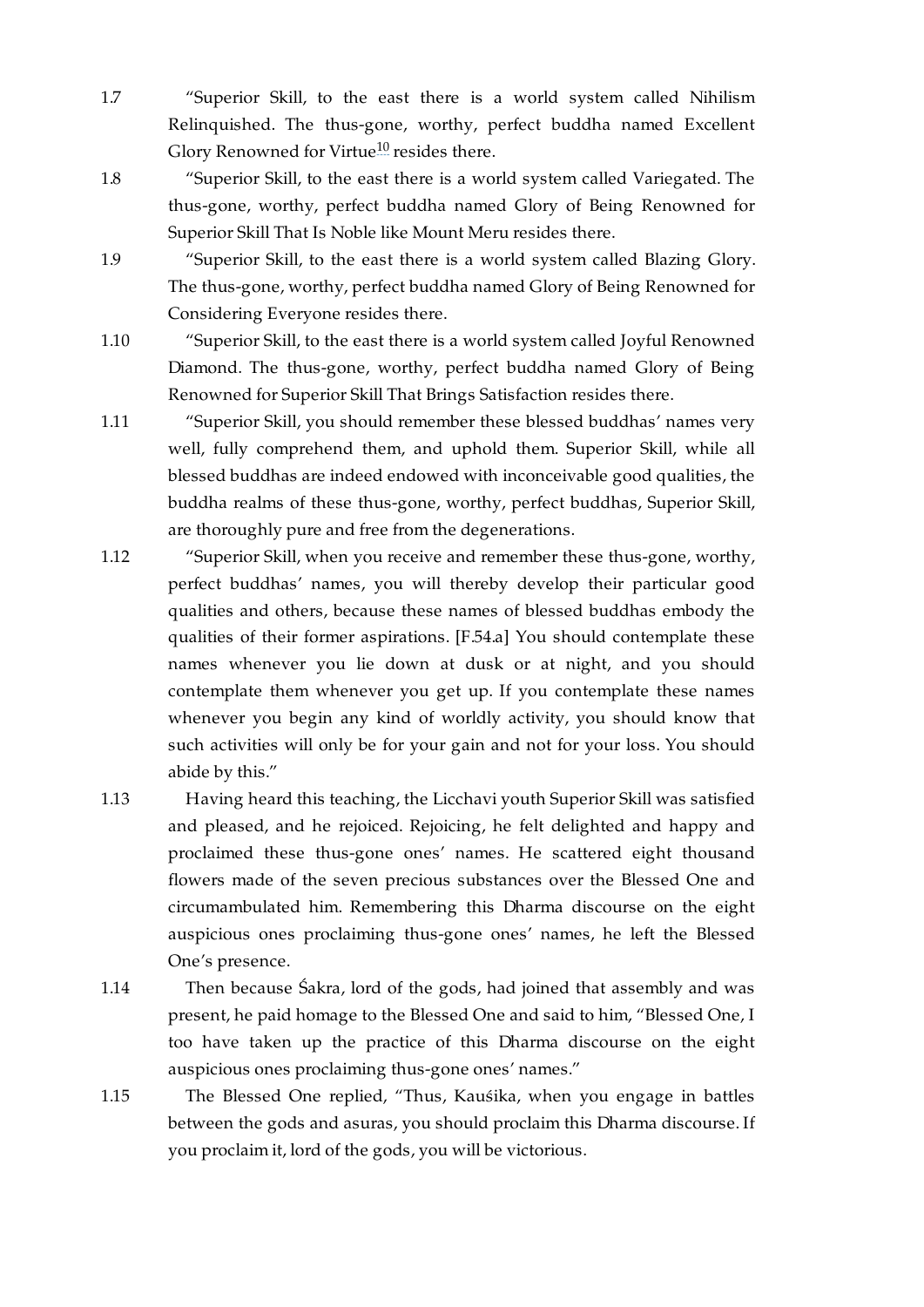1.7 "Superior Skill, to the east there is a world system called Nihilism Relinquished. The thus-gone, worthy, perfect buddha named Excellent Glory Renowned for Virtue[10] resides there.

1.8 "Superior Skill, to the east there is a world system called Variegated. The thus-gone, worthy, perfect buddha named Glory of Being Renowned for Superior Skill That Is Noble like Mount Meru resides there.

1.9 "Superior Skill, to the east there is a world system called Blazing Glory. The thus-gone, worthy, perfect buddha named Glory of Being Renowned for Considering Everyone resides there.

1.10 "Superior Skill, to the east there is a world system called Joyful Renowned Diamond. The thus-gone, worthy, perfect buddha named Glory of Being Renowned for Superior Skill That Brings Satisfaction resides there.

1.11 "Superior Skill, you should remember these blessed buddhas' names very well, fully comprehend them, and uphold them. Superior Skill, while all blessed buddhas are indeed endowed with inconceivable good qualities, the buddha realms of these thus-gone, worthy, perfect buddhas, Superior Skill, are thoroughly pure and free from the degenerations.

1.12 "Superior Skill, when you receive and remember these thus-gone, worthy, perfect buddhas' names, you will thereby develop their particular good qualities and others, because these names of blessed buddhas embody the qualities of their former aspirations. [F.54.a] You should contemplate these names whenever you lie down at dusk or at night, and you should contemplate them whenever you get up. If you contemplate these names whenever you begin any kind of worldly activity, you should know that such activities will only be for your gain and not for your loss. You should abide by this."

1.13 Having heard this teaching, the Licchavi youth Superior Skill was satisfied and pleased, and he rejoiced. Rejoicing, he felt delighted and happy and proclaimed these thus-gone ones' names. He scattered eight thousand flowers made of the seven precious substances over the Blessed One and circumambulated him. Remembering this Dharma discourse on the eight auspicious ones proclaiming thus-gone ones' names, he left the Blessed One's presence.

1.14 Then because Śakra, lord of the gods, had joined that assembly and was present, he paid homage to the Blessed One and said to him, "Blessed One, I too have taken up the practice of this Dharma discourse on the eight auspicious ones proclaiming thus-gone ones' names."

1.15 The Blessed One replied, "Thus, Kauśika, when you engage in battles between the gods and asuras, you should proclaim this Dharma discourse. If you proclaim it, lord of the gods, you will be victorious.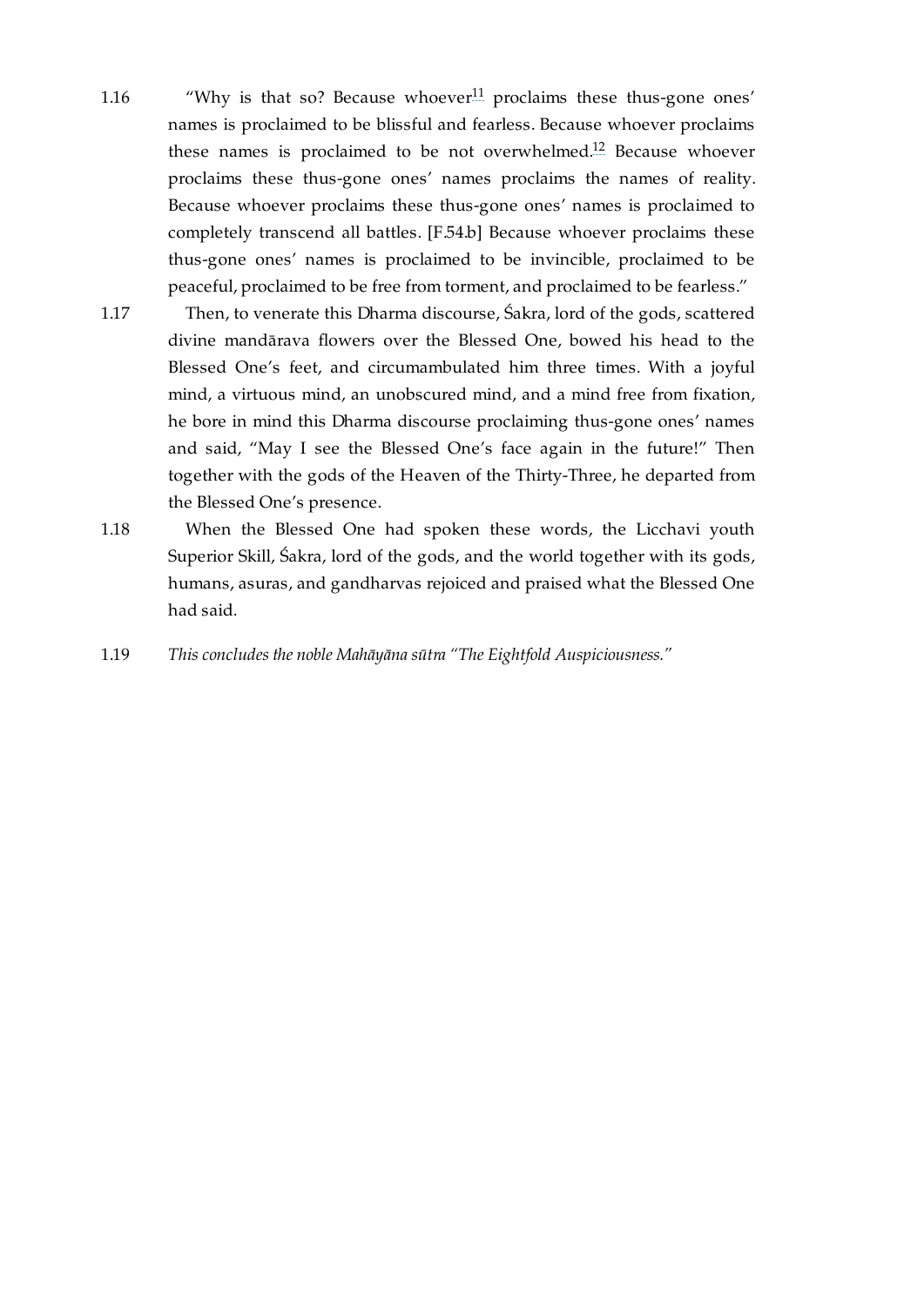1.16 "Why is that so? Because whoever[11] proclaims these thus-gone ones' names is proclaimed to be blissful and fearless. Because whoever proclaims these names is proclaimed to be not overwhelmed.[12] Because whoever proclaims these thus-gone ones' names proclaims the names of reality. Because whoever proclaims these thus-gone ones' names is proclaimed to completely transcend all battles. [F.54.b] Because whoever proclaims these thus-gone ones' names is proclaimed to be invincible, proclaimed to be peaceful, proclaimed to be free from torment, and proclaimed to be fearless."

1.17 Then, to venerate this Dharma discourse, Śakra, lord of the gods, scattered divine mandārava flowers over the Blessed One, bowed his head to the Blessed One's feet, and circumambulated him three times. With a joyful mind, a virtuous mind, an unobscured mind, and a mind free from fixation, he bore in mind this Dharma discourse proclaiming thus-gone ones' names and said, "May I see the Blessed One's face again in the future!" Then together with the gods of the Heaven of the Thirty-Three, he departed from the Blessed One's presence.

1.18 When the Blessed One had spoken these words, the Licchavi youth Superior Skill, Śakra, lord of the gods, and the world together with its gods, humans, asuras, and gandharvas rejoiced and praised what the Blessed One had said.

1.19 *This concludes the noble Mahāyāna sūtra "The Eightfold Auspiciousness."*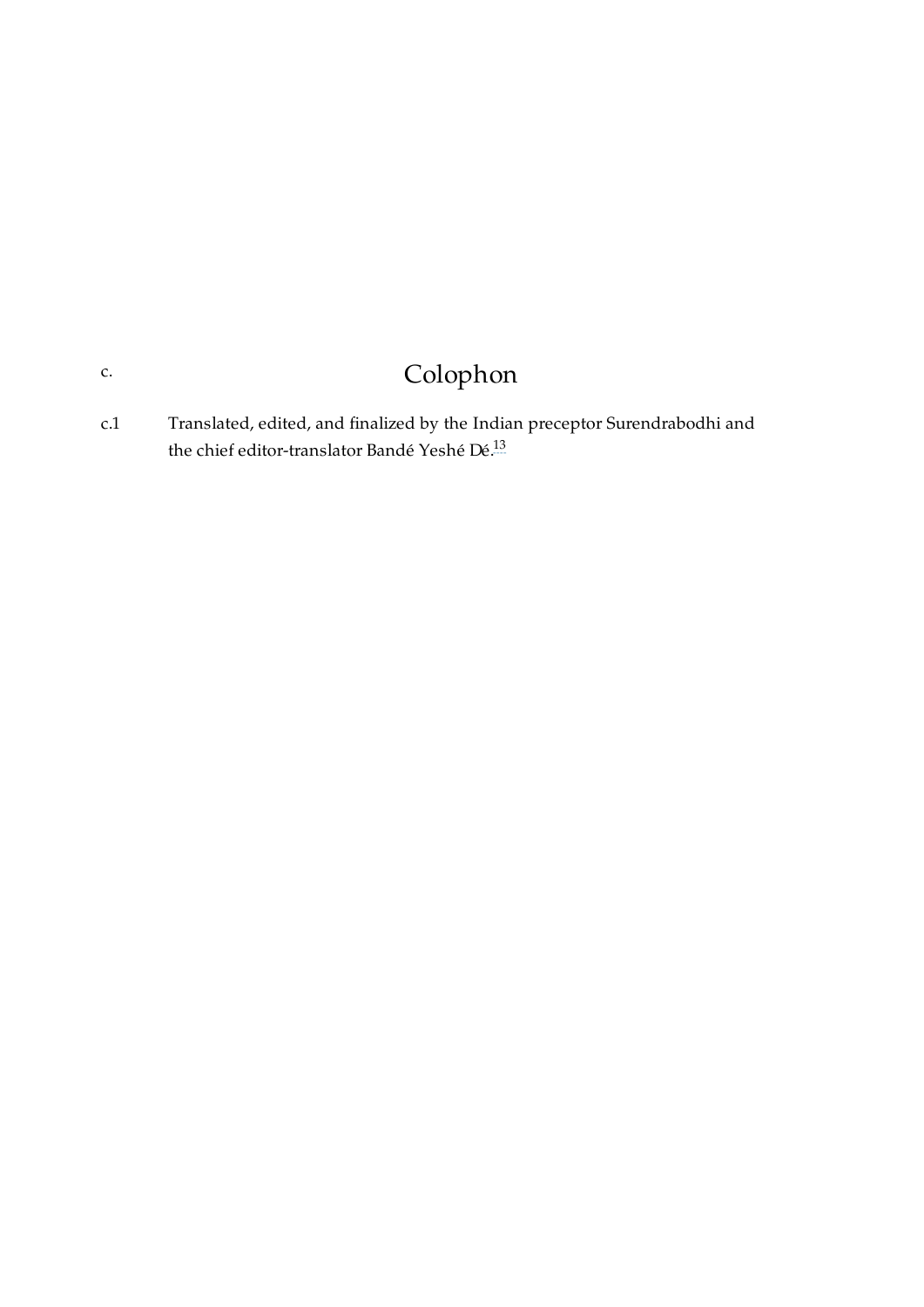c. 

# Colophon

c.1 Translated, edited, and finalized by the Indian preceptor Surendrabodhi and the chief editor-translator Bandé Yeshé Dé.[13]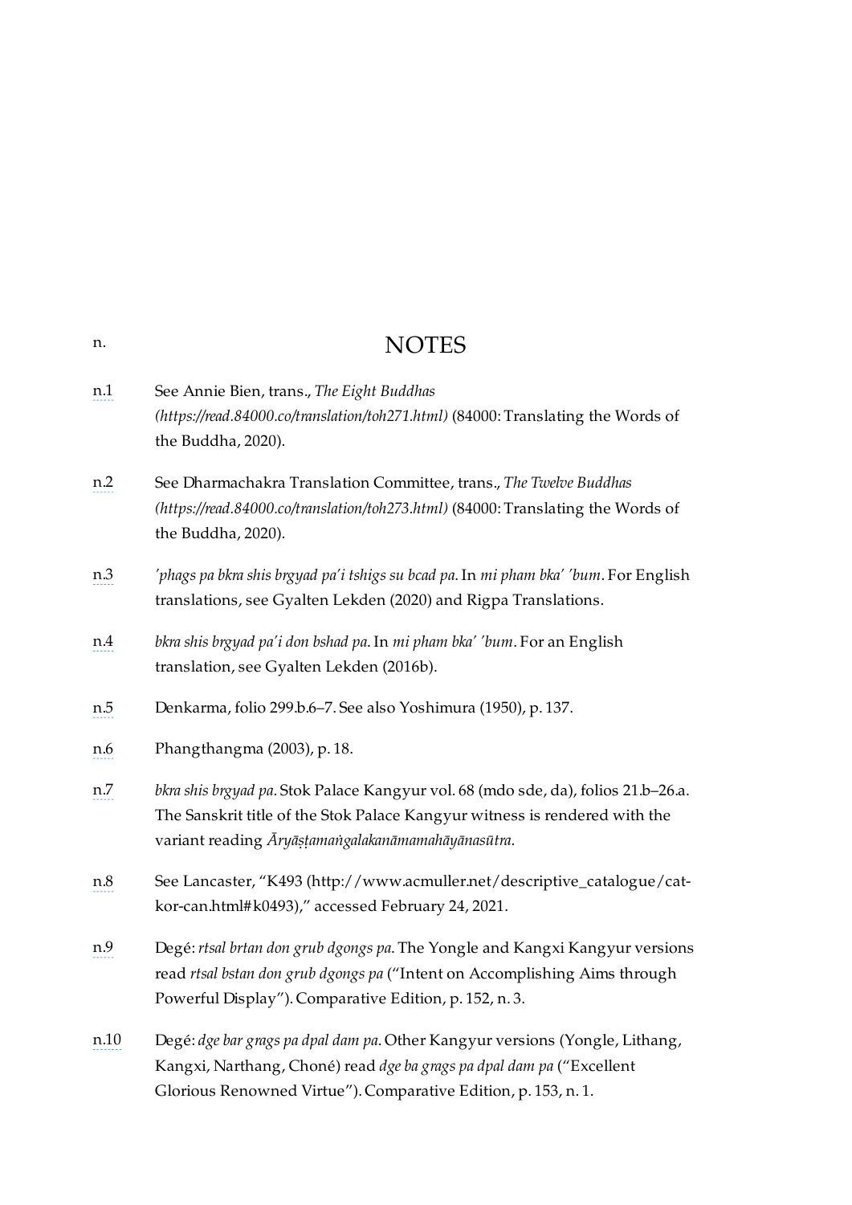n. 

# NOTES

n.1 See Annie Bien, trans., *The Eight Buddhas (https://read.84000.co/translation/toh271.html)* (84000: Translating the Words of the Buddha, 2020).

n.2 See Dharmachakra Translation Committee, trans., *The Twelve Buddhas (https://read.84000.co/translation/toh273.html)* (84000: Translating the Words of the Buddha, 2020).

n.3 *'phags pa bkra shis brgyad pa'i tshigs su bcad pa*. In *mi pham bka' 'bum*. For English translations, see Gyalten Lekden (2020) and Rigpa Translations.

n.4 *bkra shis brgyad pa'i don bshad pa*. In *mi pham bka' 'bum*. For an English translation, see Gyalten Lekden (2016b).

n.5 Denkarma, folio 299.b.6–7. See also Yoshimura (1950), p. 137.

n.6 Phangthangma (2003), p. 18.

n.7 *bkra shis brgyad pa*. Stok Palace Kangyur vol. 68 (mdo sde, da), folios 21.b–26.a. The Sanskrit title of the Stok Palace Kangyur witness is rendered with the variant reading *Āryāṣṭamaṅgalakanāmamahāyānasūtra*.

n.8 See Lancaster, "K493 (http://www.acmuller.net/descriptive_catalogue/cat-kor-can.html#k0493)," accessed February 24, 2021.

n.9 Degé: *rtsal brtan don grub dgongs pa*. The Yongle and Kangxi Kangyur versions read *rtsal bstan don grub dgongs pa* ("Intent on Accomplishing Aims through Powerful Display"). Comparative Edition, p. 152, n. 3.

n.10 Degé: *dge bar grags pa dpal dam pa*. Other Kangyur versions (Yongle, Lithang, Kangxi, Narthang, Choné) read *dge ba grags pa dpal dam pa* ("Excellent Glorious Renowned Virtue"). Comparative Edition, p. 153, n. 1.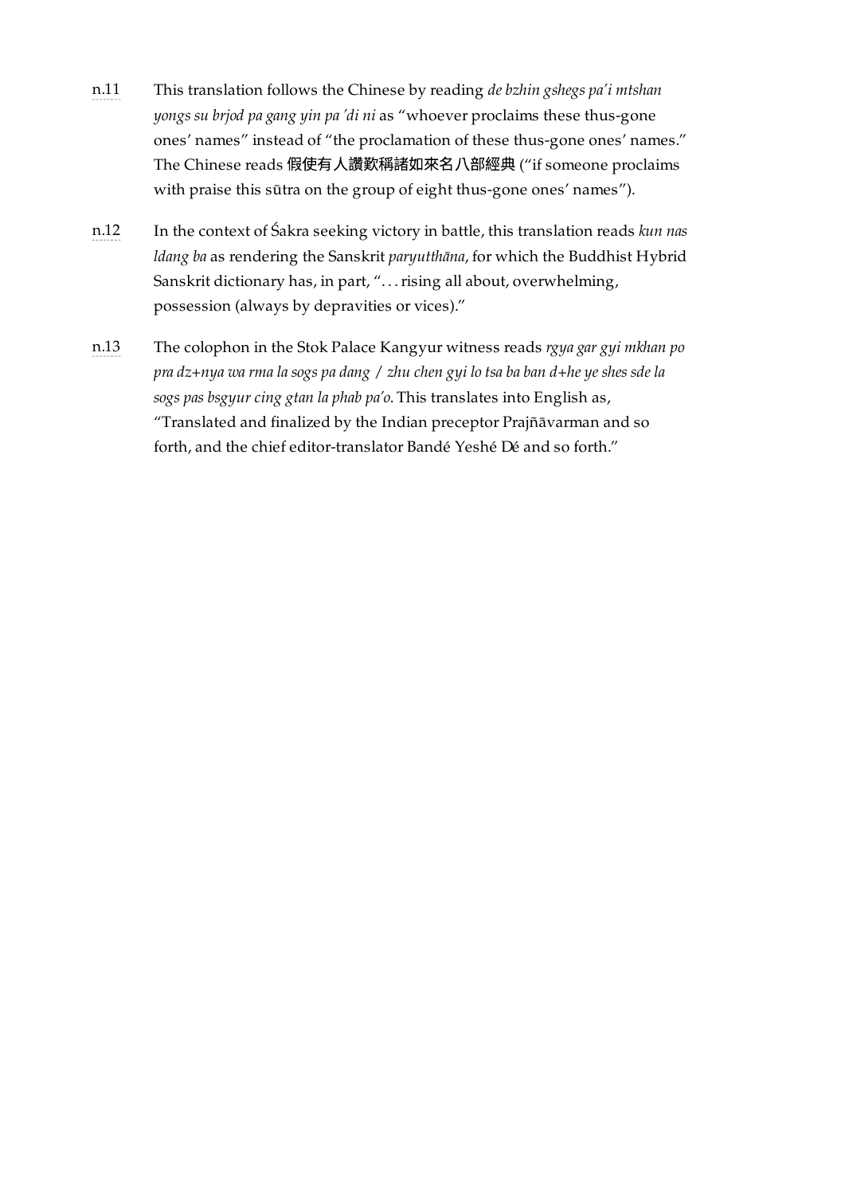n.11 This translation follows the Chinese by reading *de bzhin gshegs pa'i mtshan yongs su brjod pa gang yin pa 'di ni* as "whoever proclaims these thus-gone ones' names" instead of "the proclamation of these thus-gone ones' names." The Chinese reads 假使有人讚歎稱諸如來名八部經典 ("if someone proclaims with praise this sūtra on the group of eight thus-gone ones' names").

n.12 In the context of Śakra seeking victory in battle, this translation reads *kun nas ldang ba* as rendering the Sanskrit *paryutthāna*, for which the Buddhist Hybrid Sanskrit dictionary has, in part, ". . . rising all about, overwhelming, possession (always by depravities or vices)."

n.13 The colophon in the Stok Palace Kangyur witness reads *rgya gar gyi mkhan po pra dz+nya wa rma la sogs pa dang / zhu chen gyi lo tsa ba ban d+he ye shes sde la sogs pas bsgyur cing gtan la phab pa'o*. This translates into English as, "Translated and finalized by the Indian preceptor Prajñāvarman and so forth, and the chief editor-translator Bandé Yeshé Dé and so forth."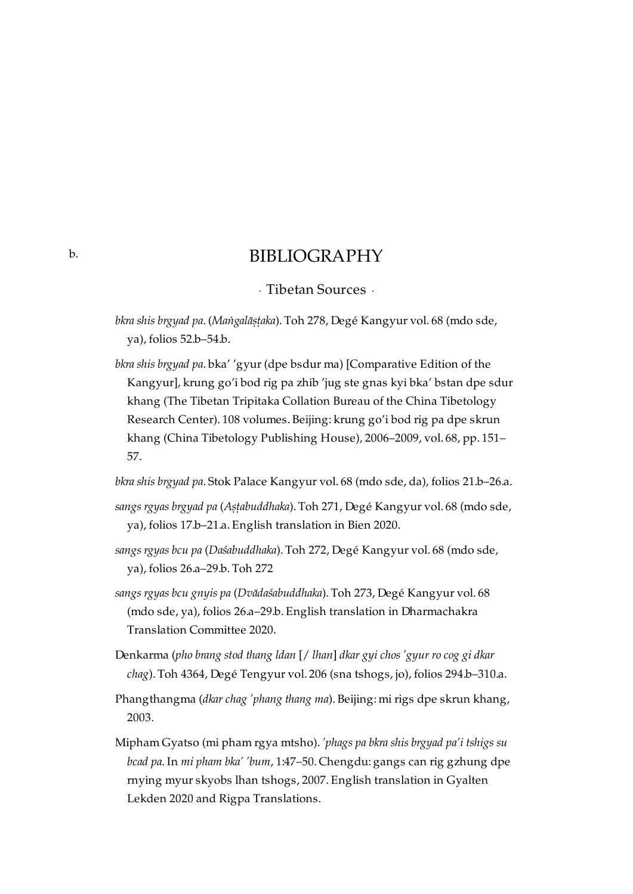b.

# BIBLIOGRAPHY

## · Tibetan Sources ·

*bkra shis brgyad pa*. (*Maṅgalāṣṭaka*). Toh 278, Degé Kangyur vol. 68 (mdo sde, ya), folios 52.b–54.b.

*bkra shis brgyad pa*. bka' 'gyur (dpe bsdur ma) [Comparative Edition of the Kangyur], krung go'i bod rig pa zhib 'jug ste gnas kyi bka' bstan dpe sdur khang (The Tibetan Tripitaka Collation Bureau of the China Tibetology Research Center). 108 volumes. Beijing: krung go'i bod rig pa dpe skrun khang (China Tibetology Publishing House), 2006–2009, vol. 68, pp. 151–57.

*bkra shis brgyad pa*. Stok Palace Kangyur vol. 68 (mdo sde, da), folios 21.b–26.a.

*sangs rgyas brgyad pa* (*Aṣṭabuddhaka*). Toh 271, Degé Kangyur vol. 68 (mdo sde, ya), folios 17.b–21.a. English translation in Bien 2020.

*sangs rgyas bcu pa* (*Daśabuddhaka*). Toh 272, Degé Kangyur vol. 68 (mdo sde, ya), folios 26.a–29.b. Toh 272

*sangs rgyas bcu gnyis pa* (*Dvādaśabuddhaka*). Toh 273, Degé Kangyur vol. 68 (mdo sde, ya), folios 26.a–29.b. English translation in Dharmachakra Translation Committee 2020.

Denkarma (*pho brang stod thang ldan* [/ *lhan*] *dkar gyi chos 'gyur ro cog gi dkar chag*). Toh 4364, Degé Tengyur vol. 206 (sna tshogs, jo), folios 294.b–310.a.

Phangthangma (*dkar chag 'phang thang ma*). Beijing: mi rigs dpe skrun khang, 2003.

Mipham Gyatso (mi pham rgya mtsho). *'phags pa bkra shis brgyad pa'i tshigs su bcad pa*. In *mi pham bka' 'bum*, 1:47–50. Chengdu: gangs can rig gzhung dpe rnying myur skyobs lhan tshogs, 2007. English translation in Gyalten Lekden 2020 and Rigpa Translations.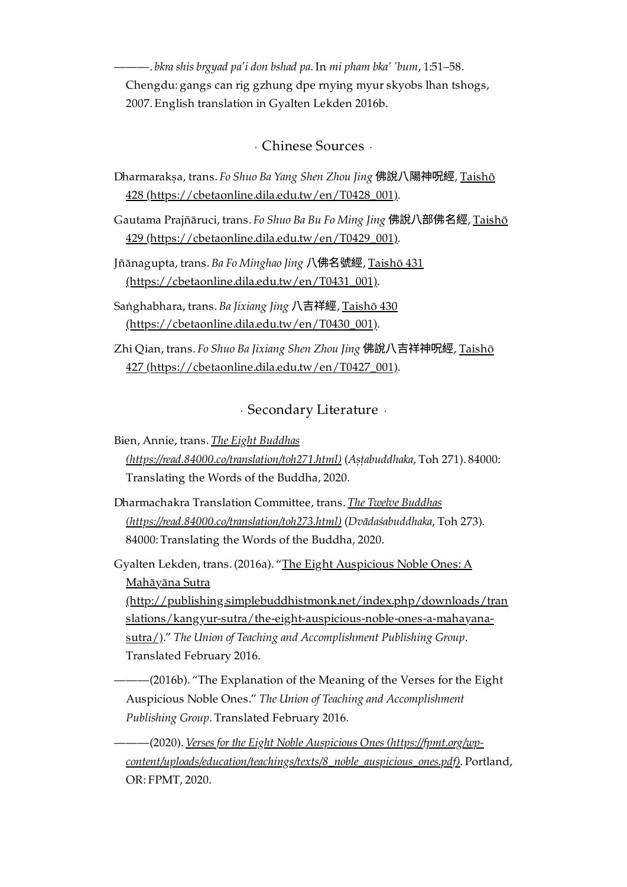———. *bkra shis brgyad pa'i don bshad pa*. In *mi pham bka' 'bum*, 1:51–58. Chengdu: gangs can rig gzhung dpe rnying myur skyobs lhan tshogs, 2007. English translation in Gyalten Lekden 2016b.

## · Chinese Sources ·

Dharmarakṣa, trans. *Fo Shuo Ba Yang Shen Zhou Jing* 佛說八陽神呪經, Taishō 428 (https://cbetaonline.dila.edu.tw/en/T0428_001).

Gautama Prajñāruci, trans. *Fo Shuo Ba Bu Fo Ming Jing* 佛說八部佛名經, Taishō 429 (https://cbetaonline.dila.edu.tw/en/T0429_001).

Jñānagupta, trans. *Ba Fo Minghao Jing* 八佛名號經, Taishō 431 (https://cbetaonline.dila.edu.tw/en/T0431_001).

Saṅghabhara, trans. *Ba Jixiang Jing* 八吉祥經, Taishō 430 (https://cbetaonline.dila.edu.tw/en/T0430_001).

Zhi Qian, trans. *Fo Shuo Ba Jixiang Shen Zhou Jing* 佛說八吉祥神呪經, Taishō 427 (https://cbetaonline.dila.edu.tw/en/T0427_001).

## · Secondary Literature ·

Bien, Annie, trans. *The Eight Buddhas (https://read.84000.co/translation/toh271.html)* (*Aṣṭabuddhaka*, Toh 271). 84000: Translating the Words of the Buddha, 2020.

Dharmachakra Translation Committee, trans. *The Twelve Buddhas (https://read.84000.co/translation/toh273.html)* (*Dvādaśabuddhaka*, Toh 273). 84000: Translating the Words of the Buddha, 2020.

Gyalten Lekden, trans. (2016a). "The Eight Auspicious Noble Ones: A Mahāyāna Sutra (http://publishing.simplebuddhistmonk.net/index.php/downloads/translations/kangyur-sutra/the-eight-auspicious-noble-ones-a-mahayana-sutra/)." *The Union of Teaching and Accomplishment Publishing Group*. Translated February 2016.

———(2016b). "The Explanation of the Meaning of the Verses for the Eight Auspicious Noble Ones." *The Union of Teaching and Accomplishment Publishing Group*. Translated February 2016.

———(2020). *Verses for the Eight Noble Auspicious Ones (https://fpmt.org/wp-content/uploads/education/teachings/texts/8_noble_auspicious_ones.pdf)*. Portland, OR: FPMT, 2020.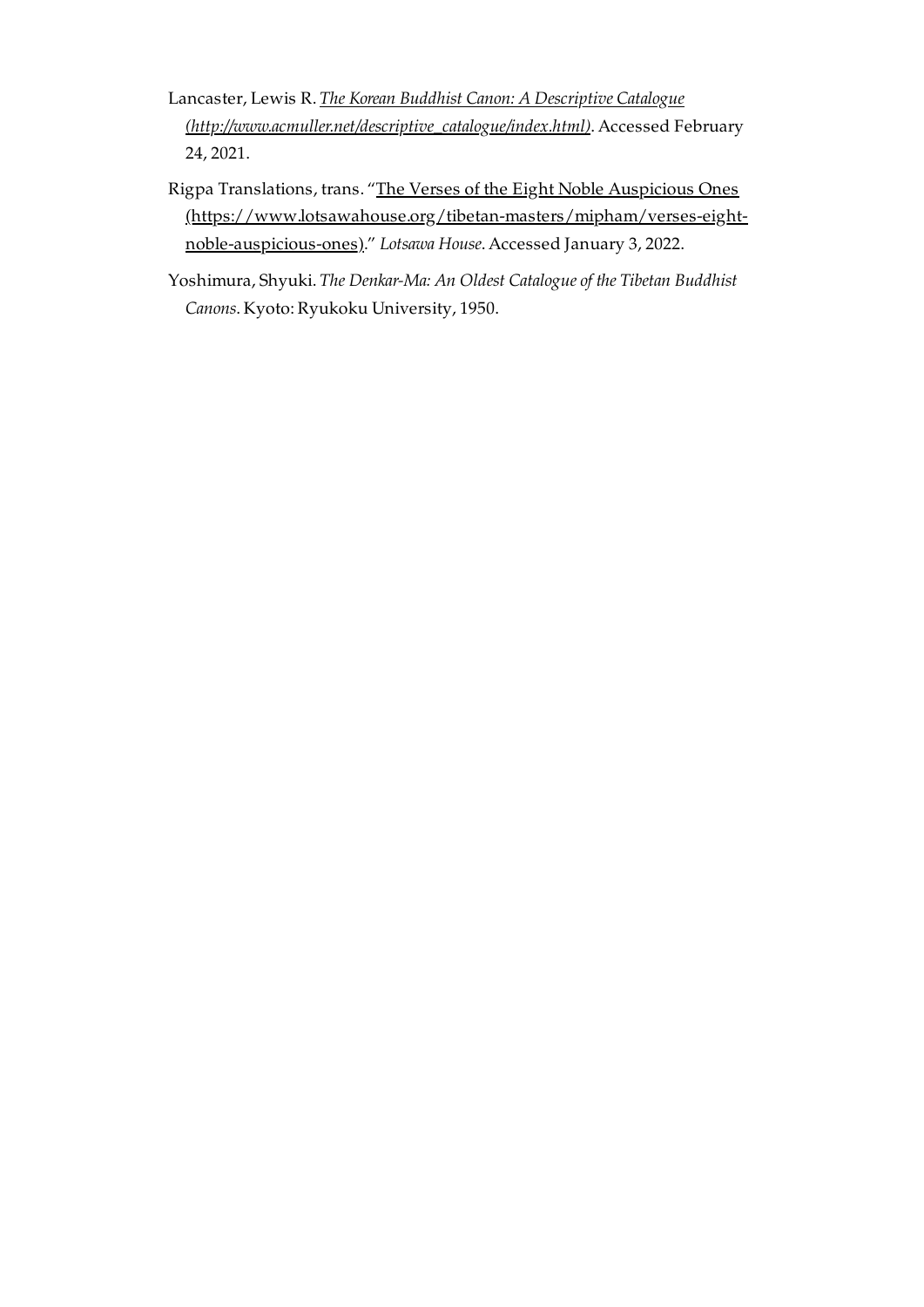Lancaster, Lewis R. *The Korean Buddhist Canon: A Descriptive Catalogue (http://www.acmuller.net/descriptive_catalogue/index.html)*. Accessed February 24, 2021.

Rigpa Translations, trans. "The Verses of the Eight Noble Auspicious Ones (https://www.lotsawahouse.org/tibetan-masters/mipham/verses-eight-noble-auspicious-ones)." *Lotsawa House*. Accessed January 3, 2022.

Yoshimura, Shyuki. *The Denkar-Ma: An Oldest Catalogue of the Tibetan Buddhist Canons*. Kyoto: Ryukoku University, 1950.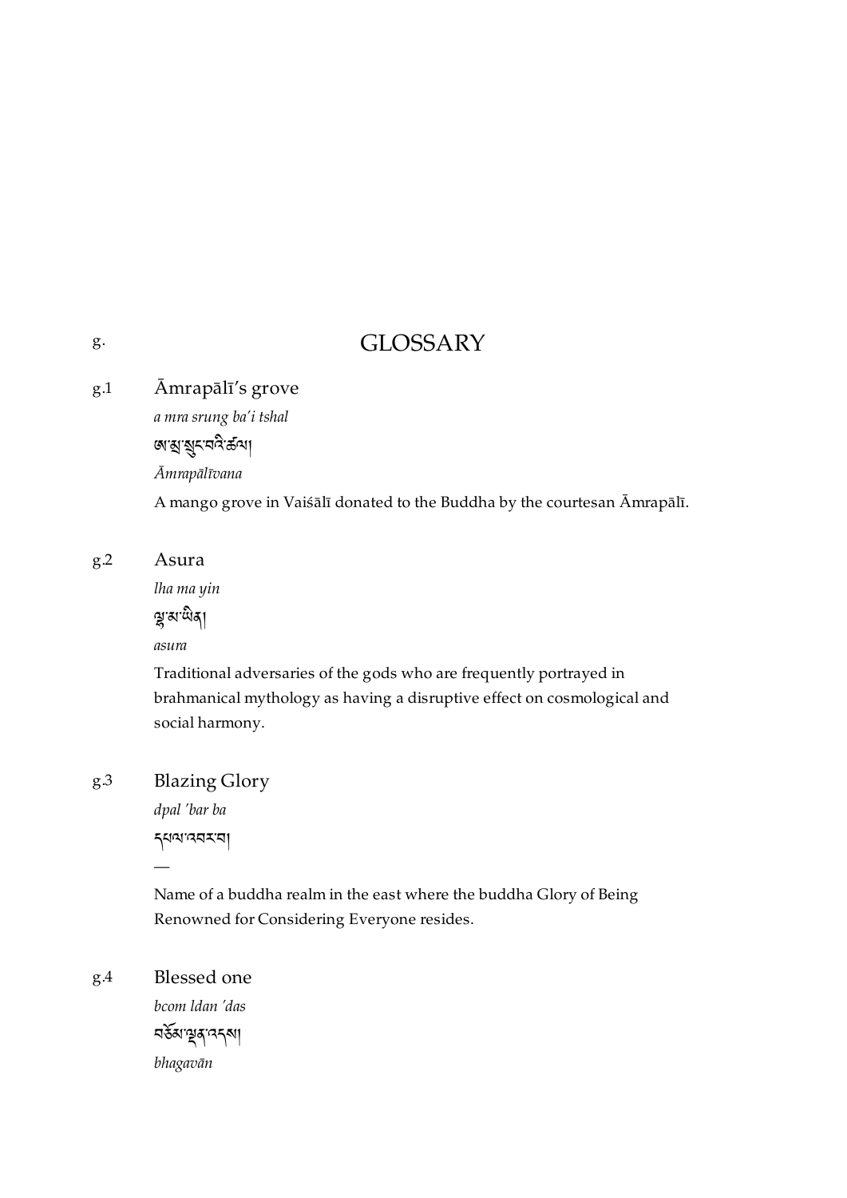g. 

# GLOSSARY

g.1 Āmrapālī's grove

*a mra srung ba'i tshal*

ཨ་མྲ་སྲུང་བའི་ཚལ།

*Āmrapālīvana*

A mango grove in Vaiśālī donated to the Buddha by the courtesan Āmrapālī.

g.2 Asura

*lha ma yin*

ལྷ་མ་ཡིན།

*asura*

Traditional adversaries of the gods who are frequently portrayed in brahmanical mythology as having a disruptive effect on cosmological and social harmony.

g.3 Blazing Glory

*dpal 'bar ba*

དཔལ་འབར་བ།

—

Name of a buddha realm in the east where the buddha Glory of Being Renowned for Considering Everyone resides.

g.4 Blessed one

*bcom ldan 'das*

བཅོམ་ལྡན་འདས།

*bhagavān*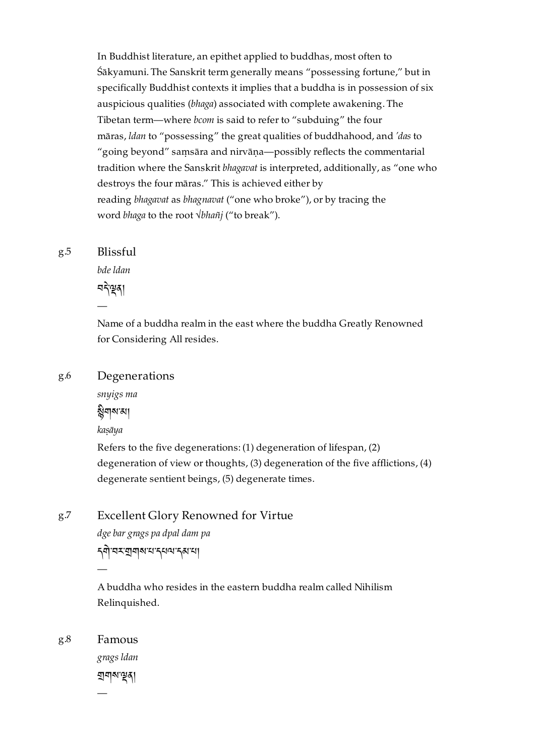In Buddhist literature, an epithet applied to buddhas, most often to Śākyamuni. The Sanskrit term generally means "possessing fortune," but in specifically Buddhist contexts it implies that a buddha is in possession of six auspicious qualities (*bhaga*) associated with complete awakening. The Tibetan term—where *bcom* is said to refer to "subduing" the four māras, *ldan* to "possessing" the great qualities of buddhahood, and *'das* to "going beyond" saṃsāra and nirvāṇa—possibly reflects the commentarial tradition where the Sanskrit *bhagavat* is interpreted, additionally, as "one who destroys the four māras." This is achieved either by reading *bhagavat* as *bhagnavat* ("one who broke"), or by tracing the word *bhaga* to the root √*bhañj* ("to break").

g.5 Blissful

*bde ldan*

བདེ་ལྡན།

—

Name of a buddha realm in the east where the buddha Greatly Renowned for Considering All resides.

g.6 Degenerations

*snyigs ma*

སྙིགས་མ།

*kaṣāya*

Refers to the five degenerations: (1) degeneration of lifespan, (2) degeneration of view or thoughts, (3) degeneration of the five afflictions, (4) degenerate sentient beings, (5) degenerate times.

g.7 Excellent Glory Renowned for Virtue

*dge bar grags pa dpal dam pa*

དགེ་བར་གྲགས་པ་དཔལ་དམ་པ།

—

A buddha who resides in the eastern buddha realm called Nihilism Relinquished.

g.8 Famous

*grags ldan*

གྲགས་ལྡན།

—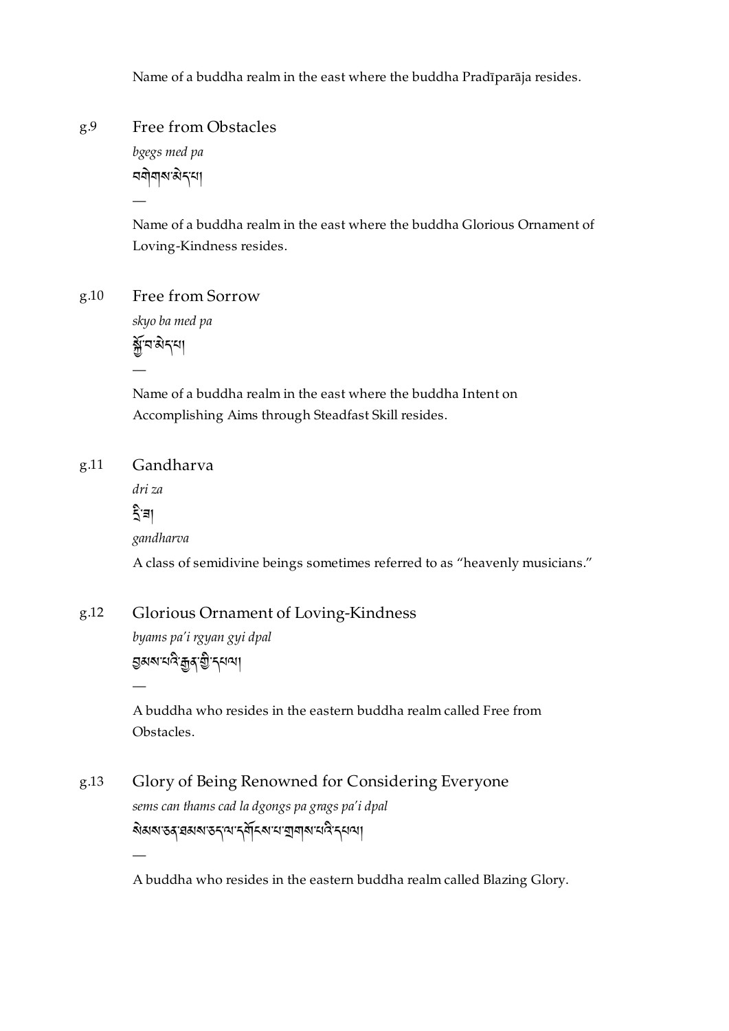Name of a buddha realm in the east where the buddha Pradīparāja resides.

### g.9 Free from Obstacles

*bgegs med pa*

བགེགས་མེད་པ།

—

Name of a buddha realm in the east where the buddha Glorious Ornament of Loving-Kindness resides.

### g.10 Free from Sorrow

*skyo ba med pa*

སྐྱོ་བ་མེད་པ།

—

Name of a buddha realm in the east where the buddha Intent on Accomplishing Aims through Steadfast Skill resides.

### g.11 Gandharva

*dri za*

དྲི་ཟ།

*gandharva*

A class of semidivine beings sometimes referred to as "heavenly musicians."

### g.12 Glorious Ornament of Loving-Kindness

*byams pa'i rgyan gyi dpal*

བྱམས་པའི་རྒྱན་གྱི་དཔལ།

—

A buddha who resides in the eastern buddha realm called Free from Obstacles.

### g.13 Glory of Being Renowned for Considering Everyone

*sems can thams cad la dgongs pa grags pa'i dpal*

སེམས་ཅན་ཐམས་ཅད་ལ་དགོངས་པ་གྲགས་པའི་དཔལ།

—

A buddha who resides in the eastern buddha realm called Blazing Glory.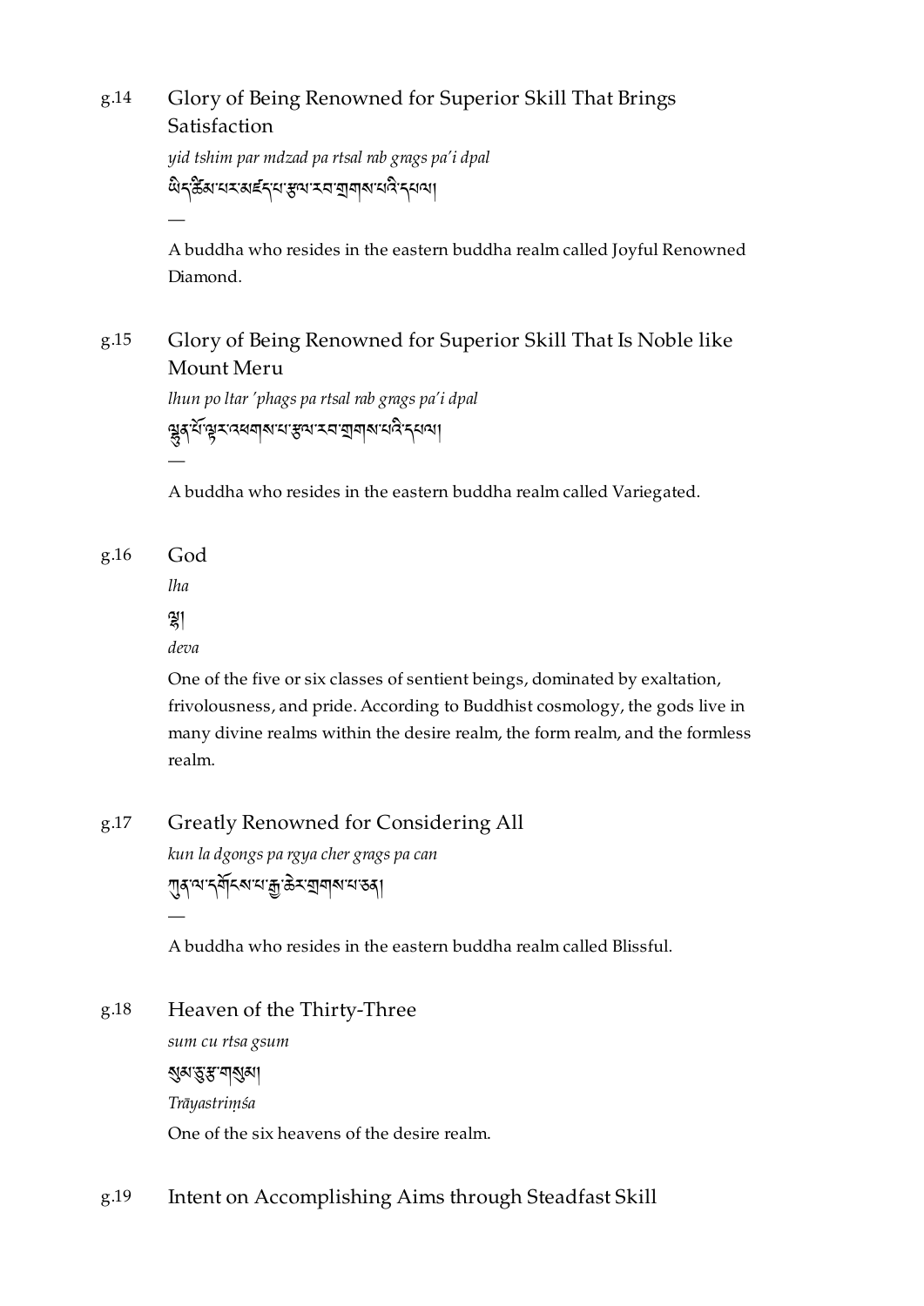g.14 Glory of Being Renowned for Superior Skill That Brings Satisfaction

*yid tshim par mdzad pa rtsal rab grags pa'i dpal*

ཡིད་ཚིམ་པར་མཛད་པ་རྩལ་རབ་གྲགས་པའི་དཔལ།

—

A buddha who resides in the eastern buddha realm called Joyful Renowned Diamond.

g.15 Glory of Being Renowned for Superior Skill That Is Noble like Mount Meru

*lhun po ltar 'phags pa rtsal rab grags pa'i dpal*

ལྷུན་པོ་ལྟར་འཕགས་པ་རྩལ་རབ་གྲགས་པའི་དཔལ།

—

A buddha who resides in the eastern buddha realm called Variegated.

g.16 God

*lha*

ལྷ།

*deva*

One of the five or six classes of sentient beings, dominated by exaltation, frivolousness, and pride. According to Buddhist cosmology, the gods live in many divine realms within the desire realm, the form realm, and the formless realm.

g.17 Greatly Renowned for Considering All

*kun la dgongs pa rgya cher grags pa can*

ཀུན་ལ་དགོངས་པ་རྒྱ་ཆེར་གྲགས་པ་ཅན།

—

A buddha who resides in the eastern buddha realm called Blissful.

g.18 Heaven of the Thirty-Three

*sum cu rtsa gsum*

སུམ་ཅུ་རྩ་གསུམ།

*Trāyastriṃśa*

One of the six heavens of the desire realm.

g.19 Intent on Accomplishing Aims through Steadfast Skill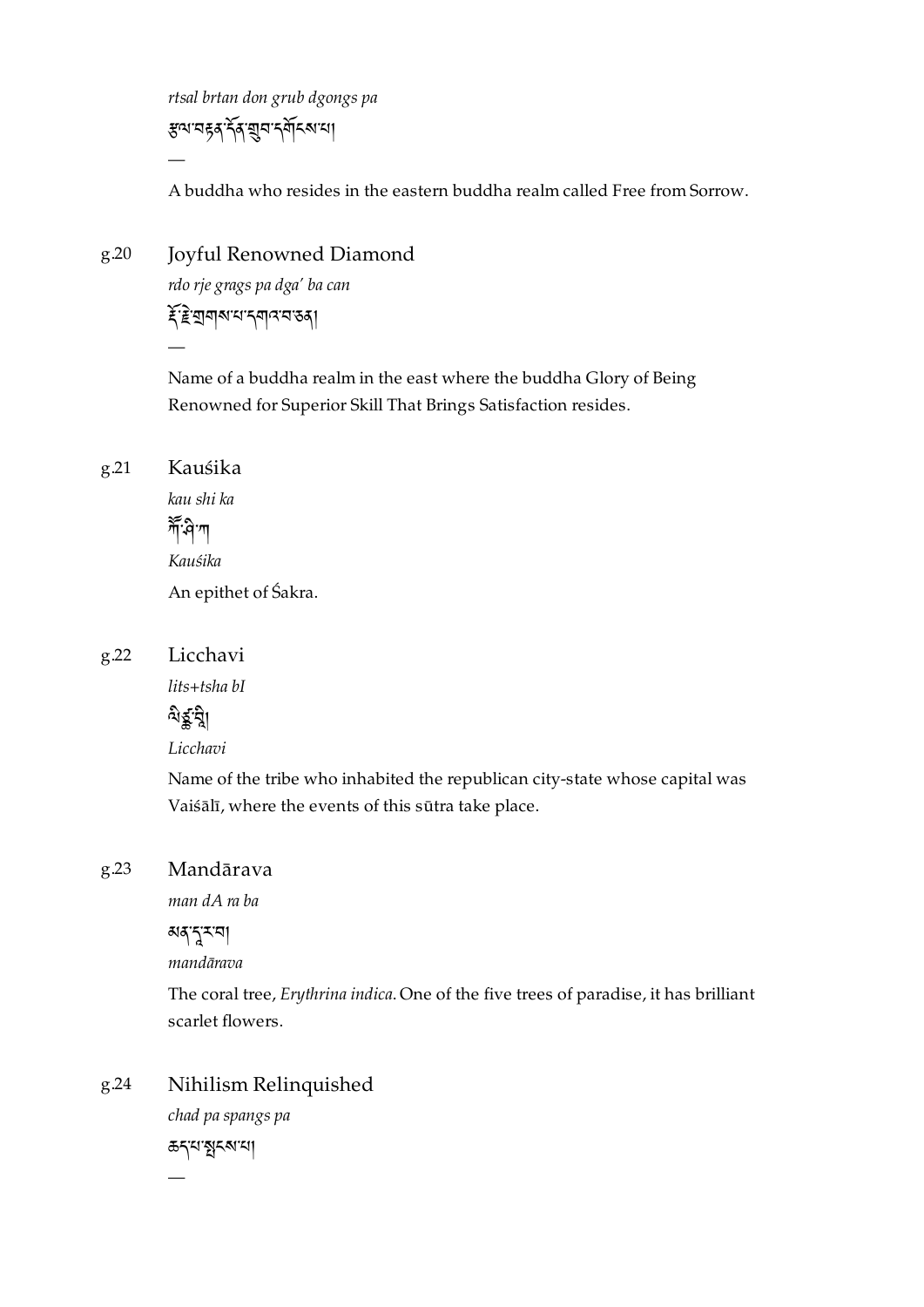*rtsal brtan don grub dgongs pa*

རྩལ་བརྟན་དོན་གྲུབ་དགོངས་པ།

—

A buddha who resides in the eastern buddha realm called Free from Sorrow.

g.20 Joyful Renowned Diamond

*rdo rje grags pa dga' ba can*

རྡོ་རྗེ་གྲགས་པ་དགའ་བ་ཅན།

—

Name of a buddha realm in the east where the buddha Glory of Being Renowned for Superior Skill That Brings Satisfaction resides.

g.21 Kauśika

*kau shi ka*

ཀཽ་ཤི་ཀ

*Kauśika*

An epithet of Śakra.

g.22 Licchavi

*lits+tsha bI*

ལི་ཙྪ་བཱི།

*Licchavi*

Name of the tribe who inhabited the republican city-state whose capital was Vaiśālī, where the events of this sūtra take place.

g.23 Mandārava

*man dA ra ba*

མན་དཱ་ར་བ།

*mandārava*

The coral tree, *Erythrina indica*. One of the five trees of paradise, it has brilliant scarlet flowers.

g.24 Nihilism Relinquished

*chad pa spangs pa*

ཆད་པ་སྤངས་པ།

—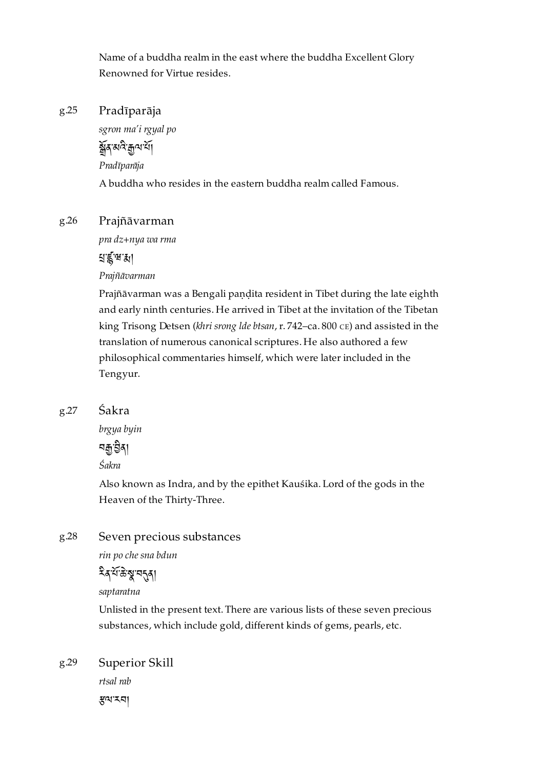Name of a buddha realm in the east where the buddha Excellent Glory Renowned for Virtue resides.

g.25 Pradīparāja

*sgron ma'i rgyal po*

སྒྲོན་མའི་རྒྱལ་པོ།

*Pradīparāja*

A buddha who resides in the eastern buddha realm called Famous.

g.26 Prajñāvarman

*pra dz+nya wa rma*

པྲ་ཛྙཱ་ཝ་རྨ།

*Prajñāvarman*

Prajñāvarman was a Bengali paṇḍita resident in Tibet during the late eighth and early ninth centuries. He arrived in Tibet at the invitation of the Tibetan king Trisong Detsen (*khri srong lde btsan*, r. 742–ca. 800 CE) and assisted in the translation of numerous canonical scriptures. He also authored a few philosophical commentaries himself, which were later included in the Tengyur.

g.27 Śakra

*brgya byin*

བརྒྱ་བྱིན།

*Śakra*

Also known as Indra, and by the epithet Kauśika. Lord of the gods in the Heaven of the Thirty-Three.

g.28 Seven precious substances

*rin po che sna bdun*

རིན་པོ་ཆེ་སྣ་བདུན།

*saptaratna*

Unlisted in the present text. There are various lists of these seven precious substances, which include gold, different kinds of gems, pearls, etc.

g.29 Superior Skill

*rtsal rab*

རྩལ་རབ།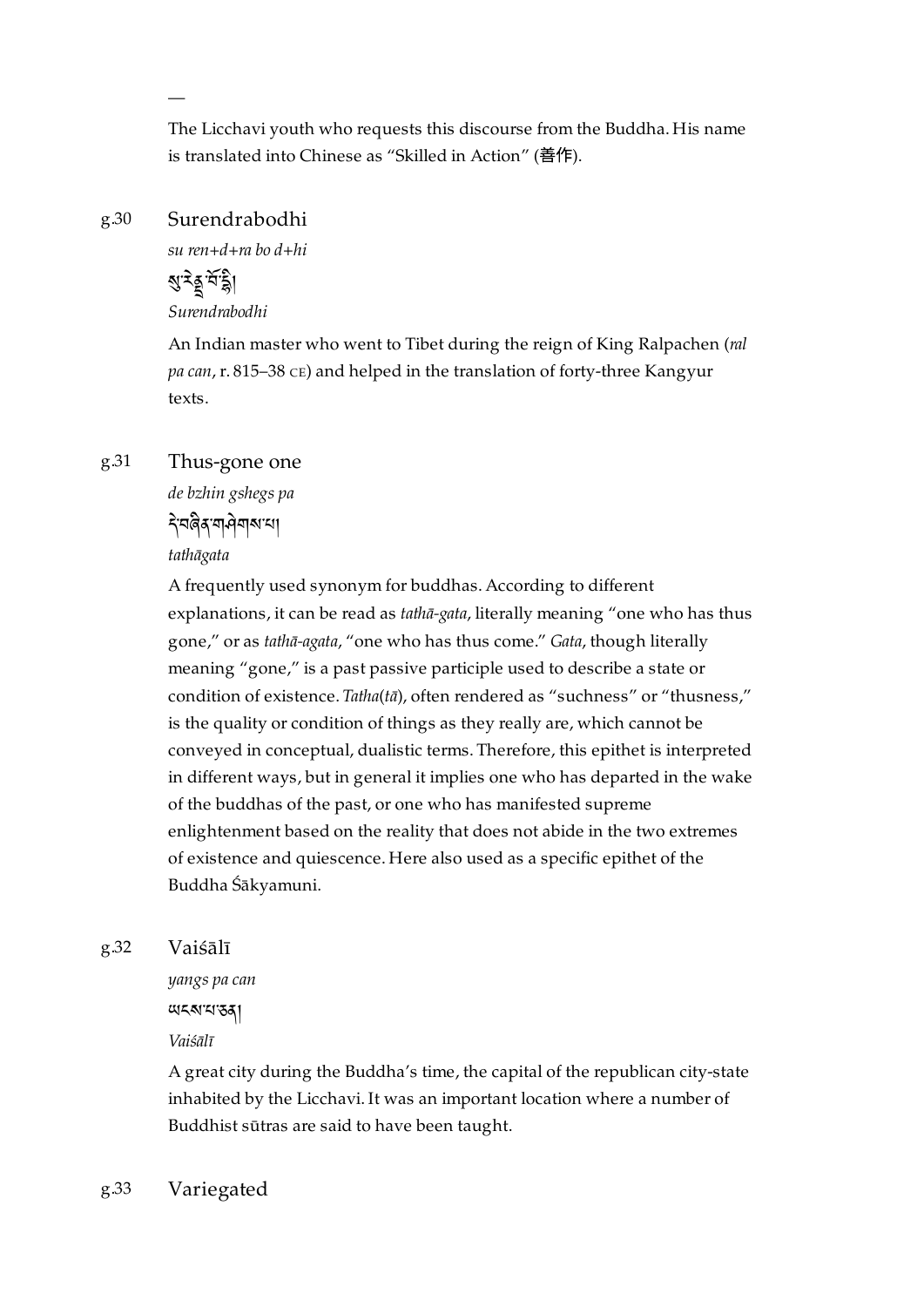—

The Licchavi youth who requests this discourse from the Buddha. His name is translated into Chinese as “Skilled in Action” (善作).

g.30 Surendrabodhi

*su ren+d+ra bo d+hi*

སུ་རེནྡྲ་བོ་དྷི།

*Surendrabodhi*

An Indian master who went to Tibet during the reign of King Ralpachen (*ral pa can*, r. 815–38 CE) and helped in the translation of forty-three Kangyur texts.

g.31 Thus-gone one

*de bzhin gshegs pa*

དེ་བཞིན་གཤེགས་པ།

*tathāgata*

A frequently used synonym for buddhas. According to different explanations, it can be read as *tathā-gata*, literally meaning “one who has thus gone,” or as *tathā-agata*, “one who has thus come.” *Gata*, though literally meaning “gone,” is a past passive participle used to describe a state or condition of existence. *Tatha*(*tā*), often rendered as “suchness” or “thusness,” is the quality or condition of things as they really are, which cannot be conveyed in conceptual, dualistic terms. Therefore, this epithet is interpreted in different ways, but in general it implies one who has departed in the wake of the buddhas of the past, or one who has manifested supreme enlightenment based on the reality that does not abide in the two extremes of existence and quiescence. Here also used as a specific epithet of the Buddha Śākyamuni.

g.32 Vaiśālī

*yangs pa can*

ཡངས་པ་ཅན།

*Vaiśālī*

A great city during the Buddha’s time, the capital of the republican city-state inhabited by the Licchavi. It was an important location where a number of Buddhist sūtras are said to have been taught.

g.33 Variegated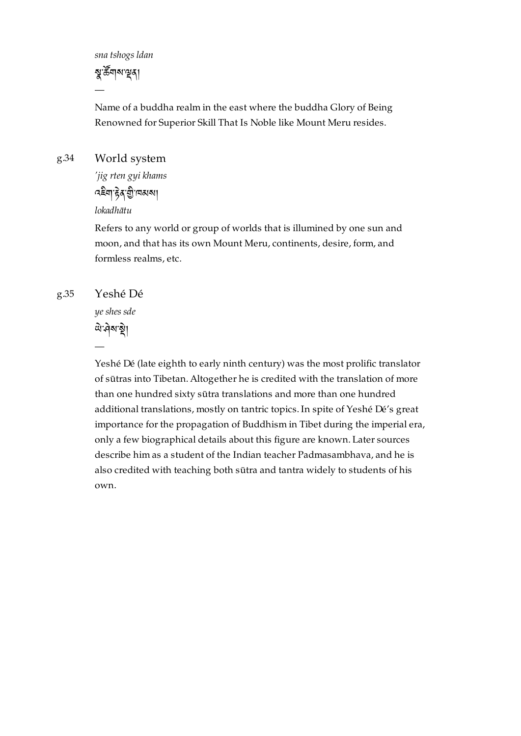*sna tshogs ldan*

སྣ་ཚོགས་ལྡན།

—

Name of a buddha realm in the east where the buddha Glory of Being Renowned for Superior Skill That Is Noble like Mount Meru resides.

g.34 World system

*'jig rten gyi khams*

འཇིག་རྟེན་གྱི་ཁམས།

*lokadhātu*

Refers to any world or group of worlds that is illumined by one sun and moon, and that has its own Mount Meru, continents, desire, form, and formless realms, etc.

g.35 Yeshé Dé

*ye shes sde*

ཡེ་ཤེས་སྡེ།

—

Yeshé Dé (late eighth to early ninth century) was the most prolific translator of sūtras into Tibetan. Altogether he is credited with the translation of more than one hundred sixty sūtra translations and more than one hundred additional translations, mostly on tantric topics. In spite of Yeshé Dé's great importance for the propagation of Buddhism in Tibet during the imperial era, only a few biographical details about this figure are known. Later sources describe him as a student of the Indian teacher Padmasambhava, and he is also credited with teaching both sūtra and tantra widely to students of his own.